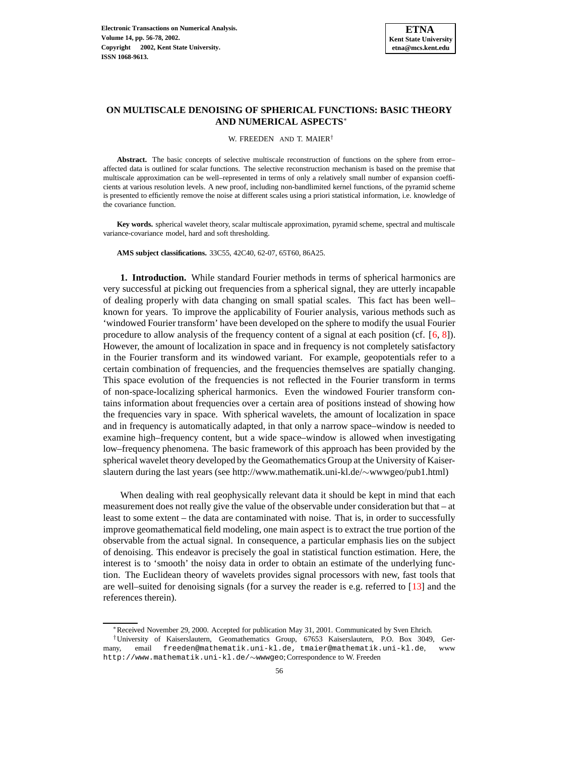# ON MULTISCALE DENOISING OF SPHERICAL FUNCTIONS: BASIC THEORY AND NUMERICAL ASPECTS[*]

W. FREEDEN AND T. MAIER[†]

**Abstract.** The basic concepts of selective multiscale reconstruction of functions on the sphere from error–affected data is outlined for scalar functions. The selective reconstruction mechanism is based on the premise that multiscale approximation can be well–represented in terms of only a relatively small number of expansion coefficients at various resolution levels. A new proof, including non-bandlimited kernel functions, of the pyramid scheme is presented to efficiently remove the noise at different scales using a priori statistical information, i.e. knowledge of the covariance function.

**Key words.** spherical wavelet theory, scalar multiscale approximation, pyramid scheme, spectral and multiscale variance-covariance model, hard and soft thresholding.

**AMS subject classifications.** 33C55, 42C40, 62-07, 65T60, 86A25.

**1. Introduction.** While standard Fourier methods in terms of spherical harmonics are very successful at picking out frequencies from a spherical signal, they are utterly incapable of dealing properly with data changing on small spatial scales. This fact has been well–known for years. To improve the applicability of Fourier analysis, various methods such as 'windowed Fourier transform' have been developed on the sphere to modify the usual Fourier procedure to allow analysis of the frequency content of a signal at each position (cf. [6, 8]). However, the amount of localization in space and in frequency is not completely satisfactory in the Fourier transform and its windowed variant. For example, geopotentials refer to a certain combination of frequencies, and the frequencies themselves are spatially changing. This space evolution of the frequencies is not reflected in the Fourier transform in terms of non-space-localizing spherical harmonics. Even the windowed Fourier transform contains information about frequencies over a certain area of positions instead of showing how the frequencies vary in space. With spherical wavelets, the amount of localization in space and in frequency is automatically adapted, in that only a narrow space–window is needed to examine high–frequency content, but a wide space–window is allowed when investigating low–frequency phenomena. The basic framework of this approach has been provided by the spherical wavelet theory developed by the Geomathematics Group at the University of Kaiserslautern during the last years (see http://www.mathematik.uni-kl.de/∼wwwgeo/pub1.html)

When dealing with real geophysically relevant data it should be kept in mind that each measurement does not really give the value of the observable under consideration but that – at least to some extent – the data are contaminated with noise. That is, in order to successfully improve geomathematical field modeling, one main aspect is to extract the true portion of the observable from the actual signal. In consequence, a particular emphasis lies on the subject of denoising. This endeavor is precisely the goal in statistical function estimation. Here, the interest is to 'smooth' the noisy data in order to obtain an estimate of the underlying function. The Euclidean theory of wavelets provides signal processors with new, fast tools that are well–suited for denoising signals (for a survey the reader is e.g. referred to [13] and the references therein).

---

[*] Received November 29, 2000. Accepted for publication May 31, 2001. Communicated by Sven Ehrich.

[†] University of Kaiserslautern, Geomathematics Group, 67653 Kaiserslautern, P.O. Box 3049, Germany, email freeden@mathematik.uni-kl.de, tmaier@mathematik.uni-kl.de, www http://www.mathematik.uni-kl.de/∼wwwgeo; Correspondence to W. Freeden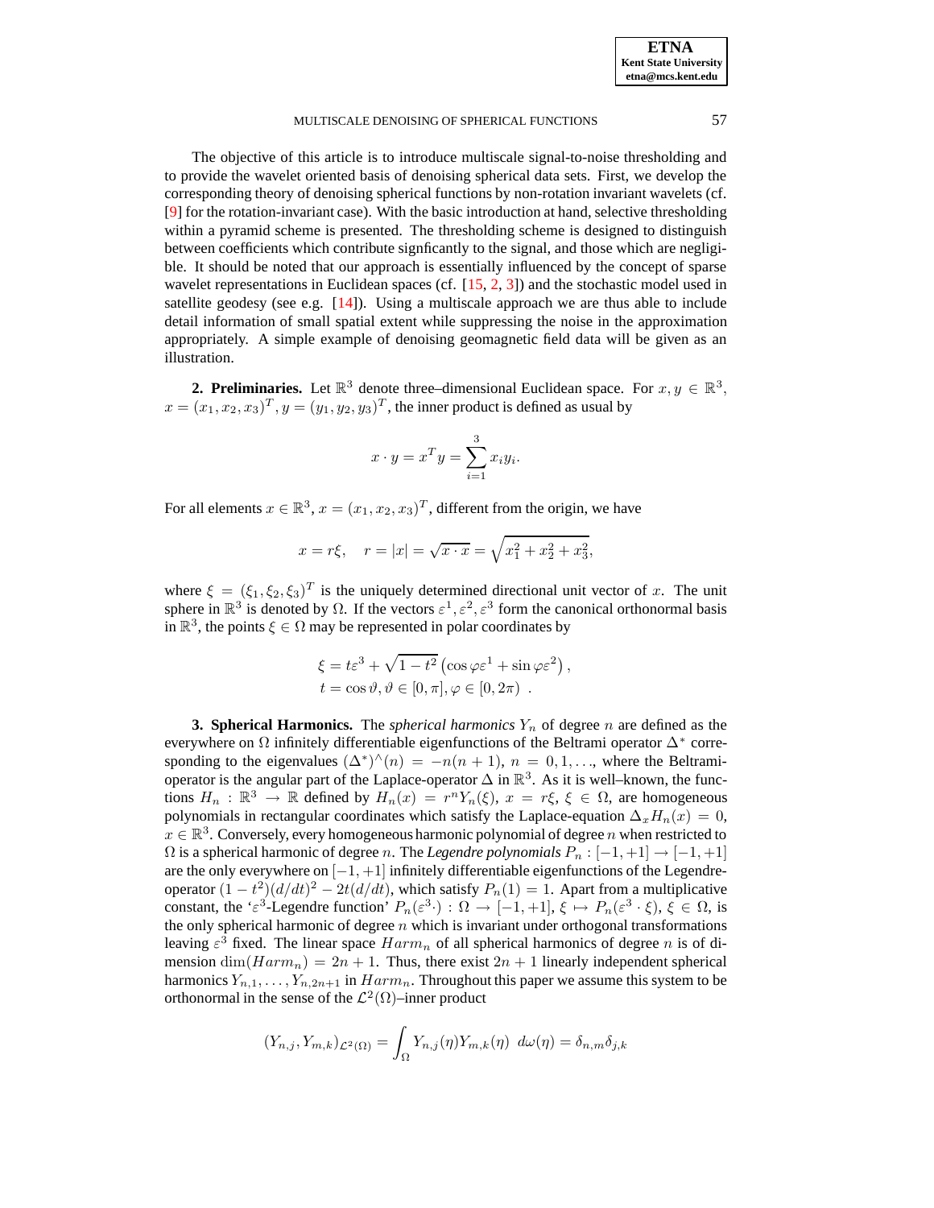The objective of this article is to introduce multiscale signal-to-noise thresholding and to provide the wavelet oriented basis of denoising spherical data sets. First, we develop the corresponding theory of denoising spherical functions by non-rotation invariant wavelets (cf. [9] for the rotation-invariant case). With the basic introduction at hand, selective thresholding within a pyramid scheme is presented. The thresholding scheme is designed to distinguish between coefficients which contribute signficantly to the signal, and those which are negligible. It should be noted that our approach is essentially influenced by the concept of sparse wavelet representations in Euclidean spaces (cf. [15, 2, 3]) and the stochastic model used in satellite geodesy (see e.g. [14]). Using a multiscale approach we are thus able to include detail information of small spatial extent while suppressing the noise in the approximation appropriately. A simple example of denoising geomagnetic field data will be given as an illustration.

**2. Preliminaries.** Let $\mathbb{R}^3$ denote three–dimensional Euclidean space. For $x, y \in \mathbb{R}^3$, $x = (x_1, x_2, x_3)^T, y = (y_1, y_2, y_3)^T$, the inner product is defined as usual by

$$x \cdot y = x^T y = \sum_{i=1}^{3} x_i y_i.$$

For all elements $x \in \mathbb{R}^3$, $x = (x_1, x_2, x_3)^T$, different from the origin, we have

$$x = r\xi, \quad r = |x| = \sqrt{x \cdot x} = \sqrt{x_1^2 + x_2^2 + x_3^2},$$

where $\xi = (\xi_1, \xi_2, \xi_3)^T$ is the uniquely determined directional unit vector of $x$. The unit sphere in $\mathbb{R}^3$ is denoted by $\Omega$. If the vectors $\varepsilon^1, \varepsilon^2, \varepsilon^3$ form the canonical orthonormal basis in $\mathbb{R}^3$, the points $\xi \in \Omega$ may be represented in polar coordinates by

$$\begin{aligned} &\xi = t\varepsilon^3 + \sqrt{1-t^2}\left(\cos\varphi\varepsilon^1 + \sin\varphi\varepsilon^2\right), \\ &t = \cos\vartheta, \vartheta \in [0, \pi], \varphi \in [0, 2\pi) \ . \end{aligned}$$

**3. Spherical Harmonics.** The *spherical harmonics* $Y_n$ of degree $n$ are defined as the everywhere on $\Omega$ infinitely differentiable eigenfunctions of the Beltrami operator $\Delta^*$ corresponding to the eigenvalues $(\Delta^*)^\wedge(n) = -n(n+1)$, $n = 0, 1, \ldots$, where the Beltrami-operator is the angular part of the Laplace-operator $\Delta$ in $\mathbb{R}^3$. As it is well–known, the functions $H_n : \mathbb{R}^3 \to \mathbb{R}$ defined by $H_n(x) = r^n Y_n(\xi)$, $x = r\xi$, $\xi \in \Omega$, are homogeneous polynomials in rectangular coordinates which satisfy the Laplace-equation $\Delta_x H_n(x) = 0$, $x \in \mathbb{R}^3$. Conversely, every homogeneous harmonic polynomial of degree $n$ when restricted to $\Omega$ is a spherical harmonic of degree $n$. The *Legendre polynomials* $P_n : [-1, +1] \to [-1, +1]$ are the only everywhere on $[-1, +1]$ infinitely differentiable eigenfunctions of the Legendre-operator $(1-t^2)(d/dt)^2 - 2t(d/dt)$, which satisfy $P_n(1) = 1$. Apart from a multiplicative constant, the '$\varepsilon^3$-Legendre function' $P_n(\varepsilon^3 \cdot) : \Omega \to [-1, +1]$, $\xi \mapsto P_n(\varepsilon^3 \cdot \xi)$, $\xi \in \Omega$, is the only spherical harmonic of degree $n$ which is invariant under orthogonal transformations leaving $\varepsilon^3$ fixed. The linear space $Harm_n$ of all spherical harmonics of degree $n$ is of dimension $\dim(Harm_n) = 2n+1$. Thus, there exist $2n+1$ linearly independent spherical harmonics $Y_{n,1}, \ldots, Y_{n,2n+1}$ in $Harm_n$. Throughout this paper we assume this system to be orthonormal in the sense of the $\mathcal{L}^2(\Omega)$–inner product

$$(Y_{n,j}, Y_{m,k})_{\mathcal{L}^2(\Omega)} = \int_\Omega Y_{n,j}(\eta) Y_{m,k}(\eta) \ d\omega(\eta) = \delta_{n,m}\delta_{j,k}$$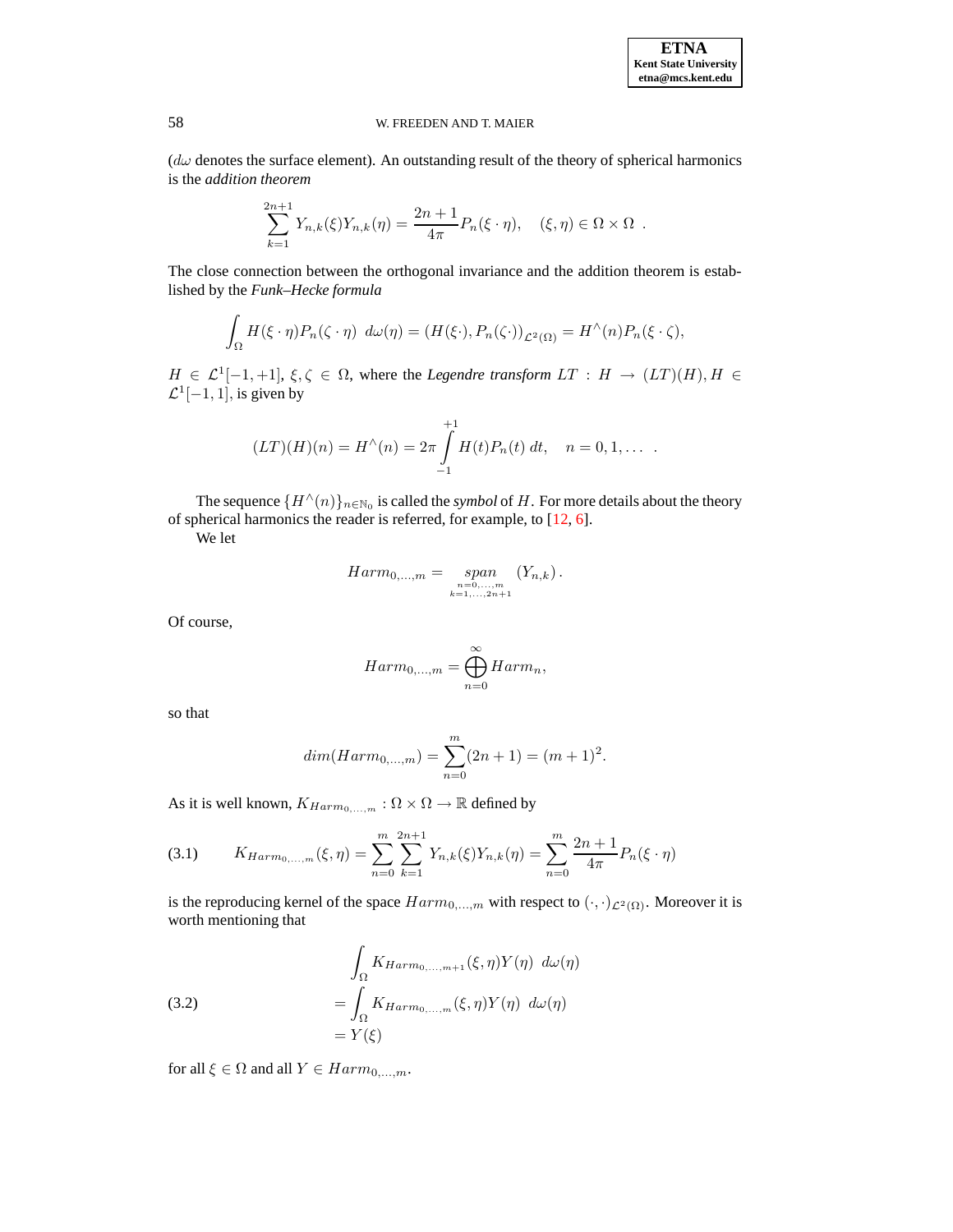($d\omega$ denotes the surface element). An outstanding result of the theory of spherical harmonics is the *addition theorem*

$$\sum_{k=1}^{2n+1} Y_{n,k}(\xi)Y_{n,k}(\eta) = \frac{2n+1}{4\pi} P_n(\xi \cdot \eta), \quad (\xi, \eta) \in \Omega \times \Omega \ .$$

The close connection between the orthogonal invariance and the addition theorem is established by the *Funk–Hecke formula*

$$\int_\Omega H(\xi \cdot \eta) P_n(\zeta \cdot \eta) \ d\omega(\eta) = (H(\xi \cdot), P_n(\zeta \cdot))_{\mathcal{L}^2(\Omega)} = H^\wedge(n) P_n(\xi \cdot \zeta),$$

$H \in \mathcal{L}^1[-1, +1]$, $\xi, \zeta \in \Omega$, where the *Legendre transform* $LT : H \to (LT)(H), H \in \mathcal{L}^1[-1, 1]$, is given by

$$(LT)(H)(n) = H^\wedge(n) = 2\pi \int_{-1}^{+1} H(t) P_n(t) \ dt, \quad n = 0, 1, \dots \ .$$

The sequence $\{H^\wedge(n)\}_{n \in \mathbb{N}_0}$ is called the *symbol* of $H$. For more details about the theory of spherical harmonics the reader is referred, for example, to [12, 6].

We let

$$Harm_{0,\dots,m} = \underset{\substack{n=0,\dots,m \\ k=1,\dots,2n+1}}{span} (Y_{n,k}).$$

Of course,

$$Harm_{0,\dots,m} = \bigoplus_{n=0}^{\infty} Harm_n,$$

so that

$$dim(Harm_{0,\dots,m}) = \sum_{n=0}^{m} (2n+1) = (m+1)^2.$$

As it is well known, $K_{Harm_{0,\dots,m}} : \Omega \times \Omega \to \mathbb{R}$ defined by

$$K_{Harm_{0,\dots,m}}(\xi, \eta) = \sum_{n=0}^{m} \sum_{k=1}^{2n+1} Y_{n,k}(\xi) Y_{n,k}(\eta) = \sum_{n=0}^{m} \frac{2n+1}{4\pi} P_n(\xi \cdot \eta) \tag{3.1}$$

is the reproducing kernel of the space $Harm_{0,\dots,m}$ with respect to $(\cdot, \cdot)_{\mathcal{L}^2(\Omega)}$. Moreover it is worth mentioning that

$$\begin{aligned} &\int_\Omega K_{Harm_{0,\dots,m+1}}(\xi, \eta) Y(\eta) \ d\omega(\eta) \\ &= \int_\Omega K_{Harm_{0,\dots,m}}(\xi, \eta) Y(\eta) \ d\omega(\eta) \\ &= Y(\xi) \end{aligned} \tag{3.2}$$

for all $\xi \in \Omega$ and all $Y \in Harm_{0,\dots,m}$.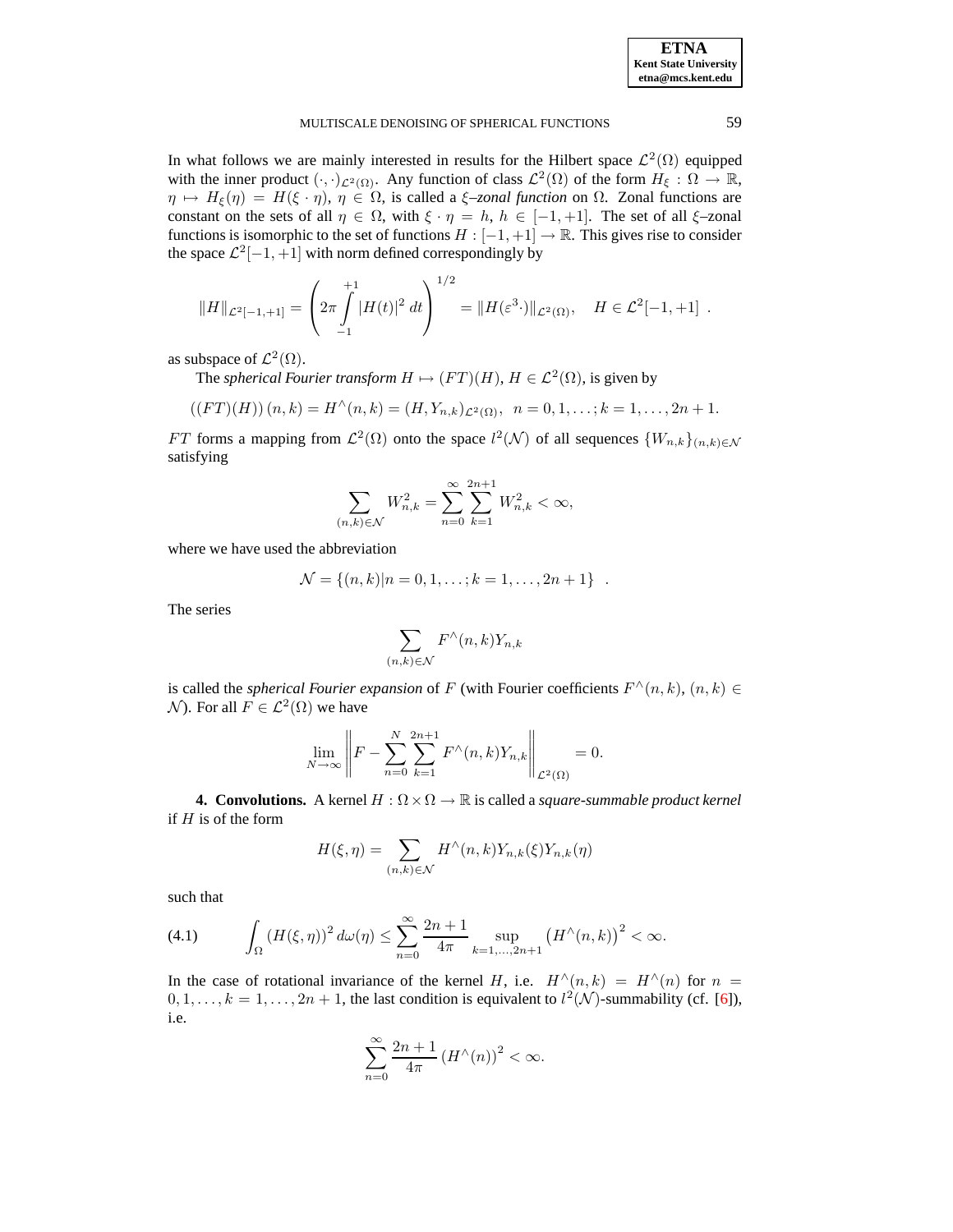In what follows we are mainly interested in results for the Hilbert space $\mathcal{L}^2(\Omega)$ equipped with the inner product $(\cdot,\cdot)_{\mathcal{L}^2(\Omega)}$. Any function of class $\mathcal{L}^2(\Omega)$ of the form $H_\xi : \Omega \to \mathbb{R}$, $\eta \mapsto H_\xi(\eta) = H(\xi \cdot \eta)$, $\eta \in \Omega$, is called a *$\xi$–zonal function* on $\Omega$. Zonal functions are constant on the sets of all $\eta \in \Omega$, with $\xi \cdot \eta = h$, $h \in [-1,+1]$. The set of all $\xi$–zonal functions is isomorphic to the set of functions $H : [-1,+1] \to \mathbb{R}$. This gives rise to consider the space $\mathcal{L}^2[-1,+1]$ with norm defined correspondingly by

$$
\|H\|_{\mathcal{L}^2[-1,+1]} = \left( 2\pi \int_{-1}^{+1} |H(t)|^2 \, dt \right)^{1/2} = \|H(\varepsilon^3 \cdot)\|_{\mathcal{L}^2(\Omega)}, \quad H \in \mathcal{L}^2[-1,+1] \ .
$$

as subspace of $\mathcal{L}^2(\Omega)$.

The *spherical Fourier transform* $H \mapsto (FT)(H)$, $H \in \mathcal{L}^2(\Omega)$, is given by

$$
((FT)(H))\,(n,k) = H^\wedge(n,k) = (H, Y_{n,k})_{\mathcal{L}^2(\Omega)}, \ \ n = 0,1,\ldots; k = 1,\ldots,2n+1.
$$

$FT$ forms a mapping from $\mathcal{L}^2(\Omega)$ onto the space $l^2(\mathcal{N})$ of all sequences $\{W_{n,k}\}_{(n,k)\in\mathcal{N}}$ satisfying

$$
\sum_{(n,k)\in\mathcal{N}} W_{n,k}^2 = \sum_{n=0}^{\infty} \sum_{k=1}^{2n+1} W_{n,k}^2 < \infty,
$$

where we have used the abbreviation

$$
\mathcal{N} = \{(n,k) | n = 0,1,\ldots; k = 1,\ldots,2n+1\} \ \ .
$$

The series

$$
\sum_{(n,k)\in\mathcal{N}} F^\wedge(n,k) Y_{n,k}
$$

is called the *spherical Fourier expansion* of $F$ (with Fourier coefficients $F^\wedge(n,k)$, $(n,k) \in \mathcal{N}$). For all $F \in \mathcal{L}^2(\Omega)$ we have

$$
\lim_{N\to\infty} \left\| F - \sum_{n=0}^{N} \sum_{k=1}^{2n+1} F^\wedge(n,k) Y_{n,k} \right\|_{\mathcal{L}^2(\Omega)} = 0.
$$

**4. Convolutions.** A kernel $H : \Omega \times \Omega \to \mathbb{R}$ is called a *square-summable product kernel* if $H$ is of the form

$$
H(\xi,\eta) = \sum_{(n,k)\in\mathcal{N}} H^\wedge(n,k) Y_{n,k}(\xi) Y_{n,k}(\eta)
$$

such that

$$
\int_\Omega (H(\xi,\eta))^2 \, d\omega(\eta) \leq \sum_{n=0}^{\infty} \frac{2n+1}{4\pi} \sup_{k=1,\ldots,2n+1} \left(H^\wedge(n,k)\right)^2 < \infty. \tag{4.1}
$$

In the case of rotational invariance of the kernel $H$, i.e. $H^\wedge(n,k) = H^\wedge(n)$ for $n = 0,1,\ldots, k = 1,\ldots,2n+1$, the last condition is equivalent to $l^2(\mathcal{N})$-summability (cf. [6]), i.e.

$$
\sum_{n=0}^{\infty} \frac{2n+1}{4\pi} \left(H^\wedge(n)\right)^2 < \infty.
$$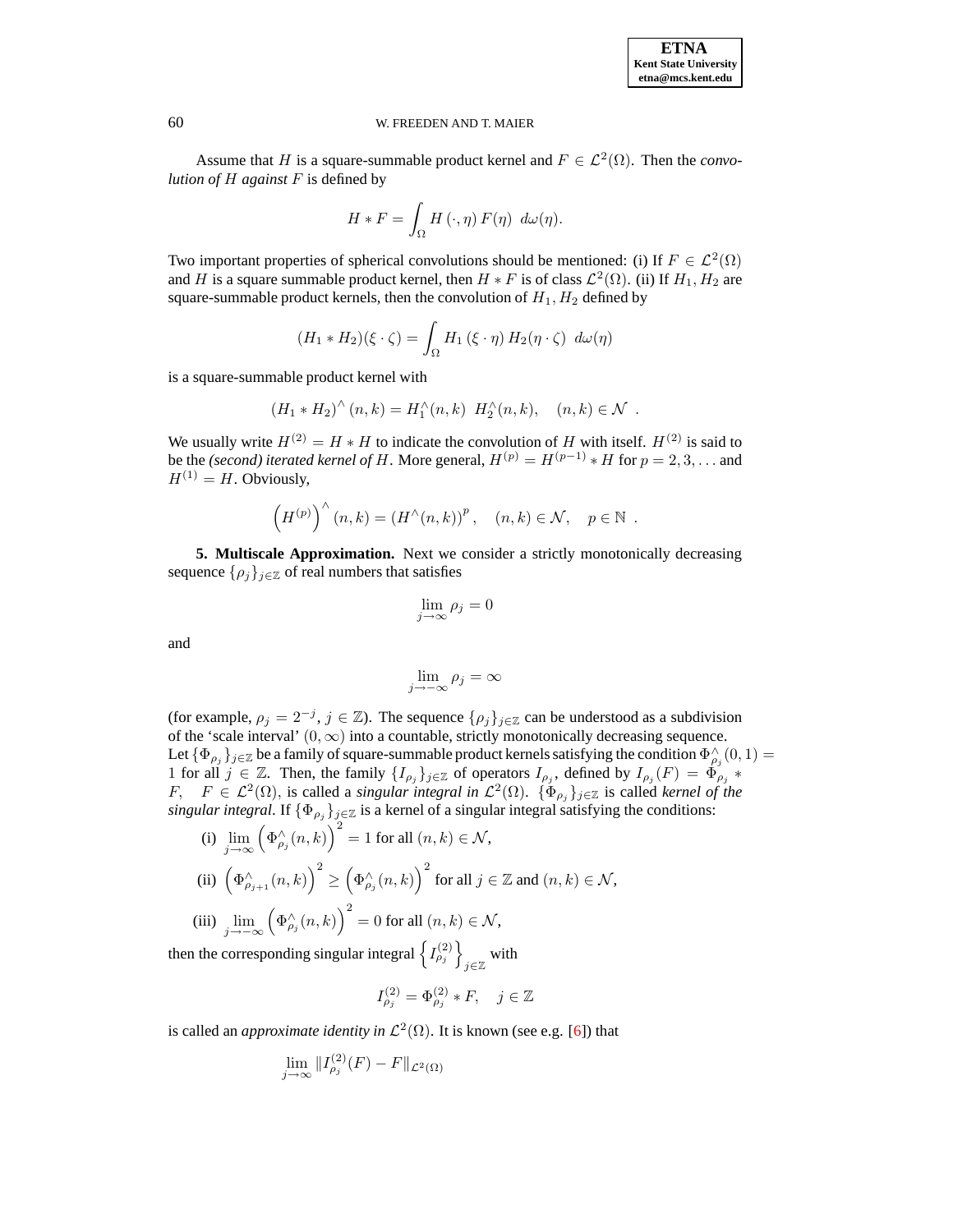Assume that $H$ is a square-summable product kernel and $F \in \mathcal{L}^2(\Omega)$. Then the *convolution of $H$ against $F$* is defined by

$$H * F = \int_\Omega H(\cdot, \eta) \, F(\eta) \;\, d\omega(\eta).$$

Two important properties of spherical convolutions should be mentioned: (i) If $F \in \mathcal{L}^2(\Omega)$ and $H$ is a square summable product kernel, then $H * F$ is of class $\mathcal{L}^2(\Omega)$. (ii) If $H_1, H_2$ are square-summable product kernels, then the convolution of $H_1, H_2$ defined by

$$(H_1 * H_2)(\xi \cdot \zeta) = \int_\Omega H_1(\xi \cdot \eta) \, H_2(\eta \cdot \zeta) \;\, d\omega(\eta)$$

is a square-summable product kernel with

$$(H_1 * H_2)^\wedge (n,k) = H_1^\wedge(n,k) \;\, H_2^\wedge(n,k), \quad (n,k) \in \mathcal{N} \;\; .$$

We usually write $H^{(2)} = H * H$ to indicate the convolution of $H$ with itself. $H^{(2)}$ is said to be the *(second) iterated kernel of* $H$. More general, $H^{(p)} = H^{(p-1)} * H$ for $p = 2, 3, \ldots$ and $H^{(1)} = H$. Obviously,

$$\left(H^{(p)}\right)^\wedge (n,k) = \left(H^\wedge(n,k)\right)^p, \quad (n,k) \in \mathcal{N}, \quad p \in \mathbb{N} \;\; .$$

**5. Multiscale Approximation.** Next we consider a strictly monotonically decreasing sequence $\{\rho_j\}_{j \in \mathbb{Z}}$ of real numbers that satisfies

$$\lim_{j \to \infty} \rho_j = 0$$

and

$$\lim_{j \to -\infty} \rho_j = \infty$$

(for example, $\rho_j = 2^{-j}$, $j \in \mathbb{Z}$). The sequence $\{\rho_j\}_{j \in \mathbb{Z}}$ can be understood as a subdivision of the 'scale interval' $(0, \infty)$ into a countable, strictly monotonically decreasing sequence.
Let $\{\Phi_{\rho_j}\}_{j \in \mathbb{Z}}$ be a family of square-summable product kernels satisfying the condition $\Phi^\wedge_{\rho_j}(0,1) = 1$ for all $j \in \mathbb{Z}$. Then, the family $\{I_{\rho_j}\}_{j \in \mathbb{Z}}$ of operators $I_{\rho_j}$, defined by $I_{\rho_j}(F) = \Phi_{\rho_j} * F$, $\quad F \in \mathcal{L}^2(\Omega)$, is called a *singular integral in* $\mathcal{L}^2(\Omega)$. $\{\Phi_{\rho_j}\}_{j \in \mathbb{Z}}$ is called *kernel of the singular integral*. If $\{\Phi_{\rho_j}\}_{j \in \mathbb{Z}}$ is a kernel of a singular integral satisfying the conditions:

(i) $\displaystyle\lim_{j \to \infty} \left(\Phi^\wedge_{\rho_j}(n,k)\right)^2 = 1$ for all $(n,k) \in \mathcal{N}$,

(ii) $\left(\Phi^\wedge_{\rho_{j+1}}(n,k)\right)^2 \geq \left(\Phi^\wedge_{\rho_j}(n,k)\right)^2$ for all $j \in \mathbb{Z}$ and $(n,k) \in \mathcal{N}$,

(iii) $\displaystyle\lim_{j \to -\infty} \left(\Phi^\wedge_{\rho_j}(n,k)\right)^2 = 0$ for all $(n,k) \in \mathcal{N}$,

then the corresponding singular integral $\left\{I^{(2)}_{\rho_j}\right\}_{j \in \mathbb{Z}}$ with

$$I^{(2)}_{\rho_j} = \Phi^{(2)}_{\rho_j} * F, \quad j \in \mathbb{Z}$$

is called an *approximate identity in* $\mathcal{L}^2(\Omega)$. It is known (see e.g. [6]) that

$$\lim_{j \to \infty} \|I^{(2)}_{\rho_j}(F) - F\|_{\mathcal{L}^2(\Omega)}$$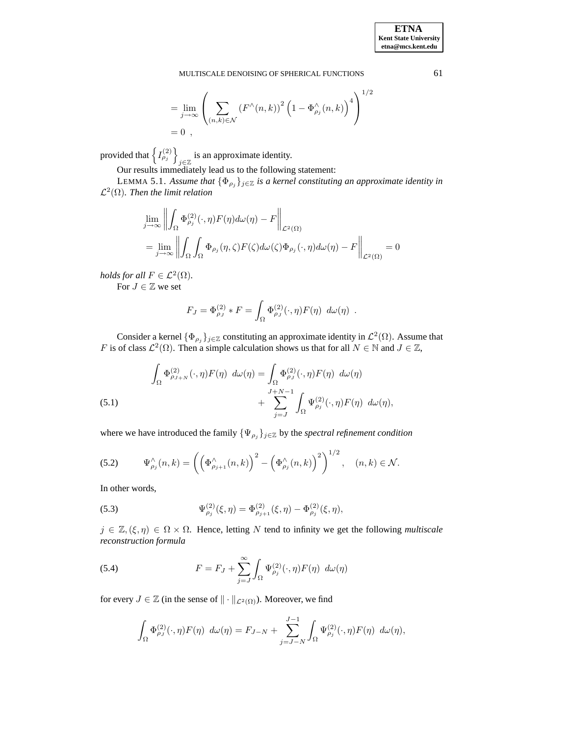$$= \lim_{j\to\infty} \left( \sum_{(n,k)\in\mathcal{N}} \left(F^\wedge(n,k)\right)^2 \left(1 - \Phi^\wedge_{\rho_j}(n,k)\right)^4 \right)^{1/2}$$
$$= 0 \ ,$$

provided that $\left\{ I^{(2)}_{\rho_j} \right\}_{j\in\mathbb{Z}}$ is an approximate identity.

Our results immediately lead us to the following statement:

LEMMA 5.1. *Assume that $\{\Phi_{\rho_j}\}_{j\in\mathbb{Z}}$ is a kernel constituting an approximate identity in $\mathcal{L}^2(\Omega)$. Then the limit relation*

$$\lim_{j\to\infty} \left\| \int_\Omega \Phi^{(2)}_{\rho_j}(\cdot,\eta)F(\eta)d\omega(\eta) - F \right\|_{\mathcal{L}^2(\Omega)}$$
$$= \lim_{j\to\infty} \left\| \int_\Omega \int_\Omega \Phi_{\rho_j}(\eta,\zeta)F(\zeta)d\omega(\zeta)\Phi_{\rho_j}(\cdot,\eta)d\omega(\eta) - F \right\|_{\mathcal{L}^2(\Omega)} = 0$$

*holds for all $F \in \mathcal{L}^2(\Omega)$.*

For $J \in \mathbb{Z}$ we set

$$F_J = \Phi^{(2)}_{\rho_J} * F = \int_\Omega \Phi^{(2)}_{\rho_J}(\cdot,\eta)F(\eta) \ d\omega(\eta) \ .$$

Consider a kernel $\{\Phi_{\rho_j}\}_{j\in\mathbb{Z}}$ constituting an approximate identity in $\mathcal{L}^2(\Omega)$. Assume that $F$ is of class $\mathcal{L}^2(\Omega)$. Then a simple calculation shows us that for all $N \in \mathbb{N}$ and $J \in \mathbb{Z}$,

$$\int_\Omega \Phi^{(2)}_{\rho_{J+N}}(\cdot,\eta)F(\eta) \ d\omega(\eta) = \int_\Omega \Phi^{(2)}_{\rho_J}(\cdot,\eta)F(\eta) \ d\omega(\eta) + \sum_{j=J}^{J+N-1} \int_\Omega \Psi^{(2)}_{\rho_j}(\cdot,\eta)F(\eta) \ d\omega(\eta), \tag{5.1}$$

where we have introduced the family $\{\Psi_{\rho_j}\}_{j\in\mathbb{Z}}$ by the *spectral refinement condition*

$$\Psi^\wedge_{\rho_j}(n,k) = \left( \left(\Phi^\wedge_{\rho_{j+1}}(n,k)\right)^2 - \left(\Phi^\wedge_{\rho_j}(n,k)\right)^2 \right)^{1/2}, \quad (n,k) \in \mathcal{N}. \tag{5.2}$$

In other words,

$$\Psi^{(2)}_{\rho_j}(\xi,\eta) = \Phi^{(2)}_{\rho_{j+1}}(\xi,\eta) - \Phi^{(2)}_{\rho_j}(\xi,\eta), \tag{5.3}$$

$j \in \mathbb{Z}, (\xi,\eta) \in \Omega\times\Omega$. Hence, letting $N$ tend to infinity we get the following *multiscale reconstruction formula*

$$F = F_J + \sum_{j=J}^{\infty} \int_\Omega \Psi^{(2)}_{\rho_j}(\cdot,\eta)F(\eta) \ d\omega(\eta) \tag{5.4}$$

for every $J \in \mathbb{Z}$ (in the sense of $\|\cdot\|_{\mathcal{L}^2(\Omega)}$). Moreover, we find

$$\int_\Omega \Phi^{(2)}_{\rho_J}(\cdot,\eta)F(\eta) \ d\omega(\eta) = F_{J-N} + \sum_{j=J-N}^{J-1} \int_\Omega \Psi^{(2)}_{\rho_j}(\cdot,\eta)F(\eta) \ d\omega(\eta),$$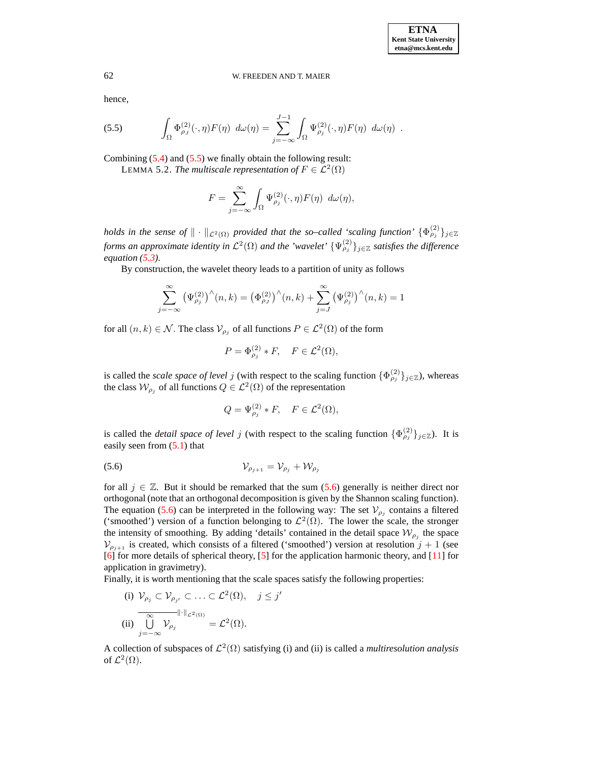hence,

$$\int_{\Omega} \Phi^{(2)}_{\rho_J}(\cdot,\eta)F(\eta)\ d\omega(\eta) = \sum_{j=-\infty}^{J-1} \int_{\Omega} \Psi^{(2)}_{\rho_j}(\cdot,\eta)F(\eta)\ d\omega(\eta)\ . \tag{5.5}$$

Combining (5.4) and (5.5) we finally obtain the following result:

LEMMA 5.2. *The multiscale representation of $F \in \mathcal{L}^2(\Omega)$*

$$F = \sum_{j=-\infty}^{\infty} \int_{\Omega} \Psi^{(2)}_{\rho_j}(\cdot,\eta)F(\eta)\ d\omega(\eta),$$

*holds in the sense of $\|\cdot\|_{\mathcal{L}^2(\Omega)}$ provided that the so–called 'scaling function' $\{\Phi^{(2)}_{\rho_j}\}_{j\in\mathbb{Z}}$ forms an approximate identity in $\mathcal{L}^2(\Omega)$ and the 'wavelet' $\{\Psi^{(2)}_{\rho_j}\}_{j\in\mathbb{Z}}$ satisfies the difference equation (5.3).*

By construction, the wavelet theory leads to a partition of unity as follows

$$\sum_{j=-\infty}^{\infty} \left(\Psi^{(2)}_{\rho_j}\right)^{\wedge}(n,k) = \left(\Phi^{(2)}_{\rho_J}\right)^{\wedge}(n,k) + \sum_{j=J}^{\infty} \left(\Psi^{(2)}_{\rho_j}\right)^{\wedge}(n,k) = 1$$

for all $(n,k) \in \mathcal{N}$. The class $\mathcal{V}_{\rho_j}$ of all functions $P \in \mathcal{L}^2(\Omega)$ of the form

$$P = \Phi^{(2)}_{\rho_j} * F, \quad F \in \mathcal{L}^2(\Omega),$$

is called the *scale space of level* $j$ (with respect to the scaling function $\{\Phi^{(2)}_{\rho_j}\}_{j\in\mathbb{Z}}$), whereas the class $\mathcal{W}_{\rho_j}$ of all functions $Q \in \mathcal{L}^2(\Omega)$ of the representation

$$Q = \Psi^{(2)}_{\rho_j} * F, \quad F \in \mathcal{L}^2(\Omega),$$

is called the *detail space of level* $j$ (with respect to the scaling function $\{\Phi^{(2)}_{\rho_j}\}_{j\in\mathbb{Z}}$). It is easily seen from (5.1) that

$$\mathcal{V}_{\rho_{j+1}} = \mathcal{V}_{\rho_j} + \mathcal{W}_{\rho_j} \tag{5.6}$$

for all $j \in \mathbb{Z}$. But it should be remarked that the sum (5.6) generally is neither direct nor orthogonal (note that an orthogonal decomposition is given by the Shannon scaling function). The equation (5.6) can be interpreted in the following way: The set $\mathcal{V}_{\rho_j}$ contains a filtered ('smoothed') version of a function belonging to $\mathcal{L}^2(\Omega)$. The lower the scale, the stronger the intensity of smoothing. By adding 'details' contained in the detail space $\mathcal{W}_{\rho_j}$ the space $\mathcal{V}_{\rho_{j+1}}$ is created, which consists of a filtered ('smoothed') version at resolution $j+1$ (see [6] for more details of spherical theory, [5] for the application harmonic theory, and [11] for application in gravimetry).

Finally, it is worth mentioning that the scale spaces satisfy the following properties:

(i) $\mathcal{V}_{\rho_j} \subset \mathcal{V}_{\rho_{j'}} \subset \ldots \subset \mathcal{L}^2(\Omega), \quad j \leq j'$

(ii) $\overline{\bigcup_{j=-\infty}^{\infty} \mathcal{V}_{\rho_j}}^{\|\cdot\|_{\mathcal{L}^2(\Omega)}} = \mathcal{L}^2(\Omega).$

A collection of subspaces of $\mathcal{L}^2(\Omega)$ satisfying (i) and (ii) is called a *multiresolution analysis* of $\mathcal{L}^2(\Omega)$.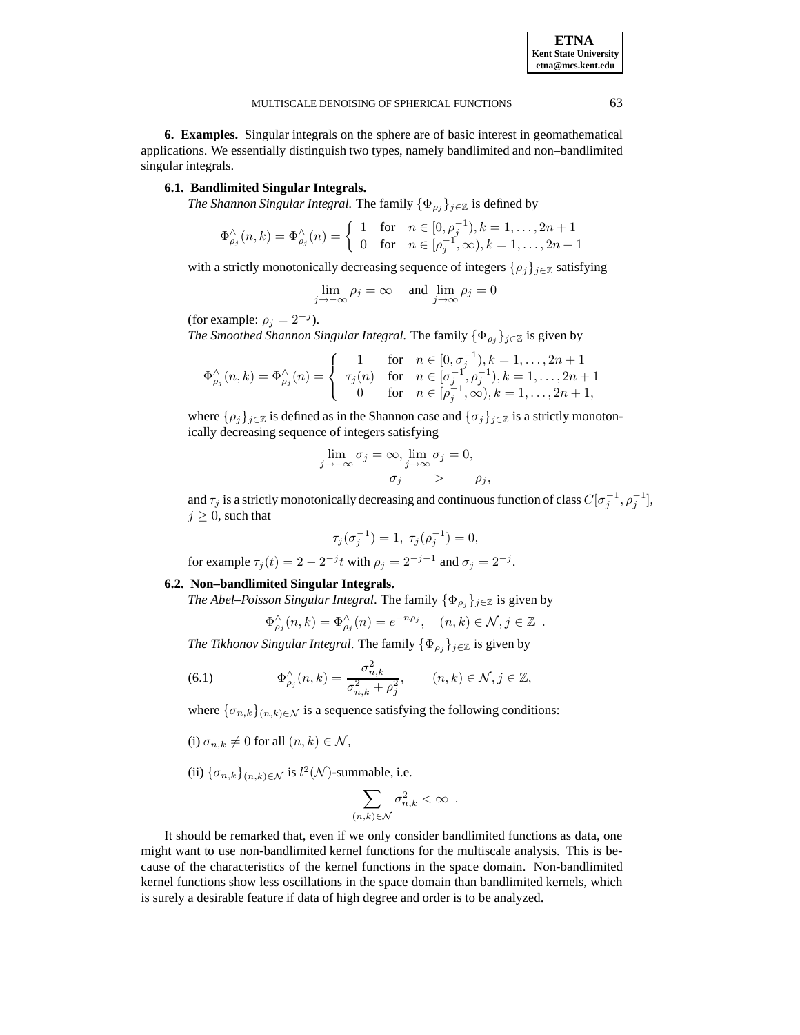**6. Examples.** Singular integrals on the sphere are of basic interest in geomathematical applications. We essentially distinguish two types, namely bandlimited and non–bandlimited singular integrals.

**6.1. Bandlimited Singular Integrals.**

*The Shannon Singular Integral.* The family $\{\Phi_{\rho_j}\}_{j\in\mathbb{Z}}$ is defined by

$$\Phi^{\wedge}_{\rho_j}(n,k) = \Phi^{\wedge}_{\rho_j}(n) = \begin{cases} 1 & \text{for} \quad n \in [0, \rho_j^{-1}), k = 1, \ldots, 2n+1 \\ 0 & \text{for} \quad n \in [\rho_j^{-1}, \infty), k = 1, \ldots, 2n+1 \end{cases}$$

with a strictly monotonically decreasing sequence of integers $\{\rho_j\}_{j\in\mathbb{Z}}$ satisfying

$$\lim_{j\to-\infty} \rho_j = \infty \quad \text{and} \lim_{j\to\infty} \rho_j = 0$$

(for example: $\rho_j = 2^{-j}$).

*The Smoothed Shannon Singular Integral.* The family $\{\Phi_{\rho_j}\}_{j\in\mathbb{Z}}$ is given by

$$\Phi^{\wedge}_{\rho_j}(n,k) = \Phi^{\wedge}_{\rho_j}(n) = \begin{cases} 1 & \text{for} \quad n \in [0, \sigma_j^{-1}), k = 1, \ldots, 2n+1 \\ \tau_j(n) & \text{for} \quad n \in [\sigma_j^{-1}, \rho_j^{-1}), k = 1, \ldots, 2n+1 \\ 0 & \text{for} \quad n \in [\rho_j^{-1}, \infty), k = 1, \ldots, 2n+1, \end{cases}$$

where $\{\rho_j\}_{j\in\mathbb{Z}}$ is defined as in the Shannon case and $\{\sigma_j\}_{j\in\mathbb{Z}}$ is a strictly monotonically decreasing sequence of integers satisfying

$$\lim_{j\to-\infty} \sigma_j = \infty, \lim_{j\to\infty} \sigma_j = 0,$$
$$\sigma_j \quad > \quad \rho_j,$$

and $\tau_j$ is a strictly monotonically decreasing and continuous function of class $C[\sigma_j^{-1}, \rho_j^{-1}]$, $j \geq 0$, such that

$$\tau_j(\sigma_j^{-1}) = 1, \; \tau_j(\rho_j^{-1}) = 0,$$

for example $\tau_j(t) = 2 - 2^{-j}t$ with $\rho_j = 2^{-j-1}$ and $\sigma_j = 2^{-j}$.

**6.2. Non–bandlimited Singular Integrals.**

*The Abel–Poisson Singular Integral*. The family $\{\Phi_{\rho_j}\}_{j\in\mathbb{Z}}$ is given by

$$\Phi^{\wedge}_{\rho_j}(n,k) = \Phi^{\wedge}_{\rho_j}(n) = e^{-n\rho_j}, \quad (n,k) \in \mathcal{N}, j \in \mathbb{Z} \;\; .$$

*The Tikhonov Singular Integral*. The family $\{\Phi_{\rho_j}\}_{j\in\mathbb{Z}}$ is given by

$$\Phi^{\wedge}_{\rho_j}(n,k) = \frac{\sigma^2_{n,k}}{\sigma^2_{n,k} + \rho^2_j}, \qquad (n,k) \in \mathcal{N}, j \in \mathbb{Z}, \tag{6.1}$$

where $\{\sigma_{n,k}\}_{(n,k)\in\mathcal{N}}$ is a sequence satisfying the following conditions:

(i) $\sigma_{n,k} \neq 0$ for all $(n,k) \in \mathcal{N}$,

(ii) $\{\sigma_{n,k}\}_{(n,k)\in\mathcal{N}}$ is $l^2(\mathcal{N})$-summable, i.e.

$$\sum_{(n,k)\in\mathcal{N}} \sigma^2_{n,k} < \infty \;\; .$$

It should be remarked that, even if we only consider bandlimited functions as data, one might want to use non-bandlimited kernel functions for the multiscale analysis. This is because of the characteristics of the kernel functions in the space domain. Non-bandlimited kernel functions show less oscillations in the space domain than bandlimited kernels, which is surely a desirable feature if data of high degree and order is to be analyzed.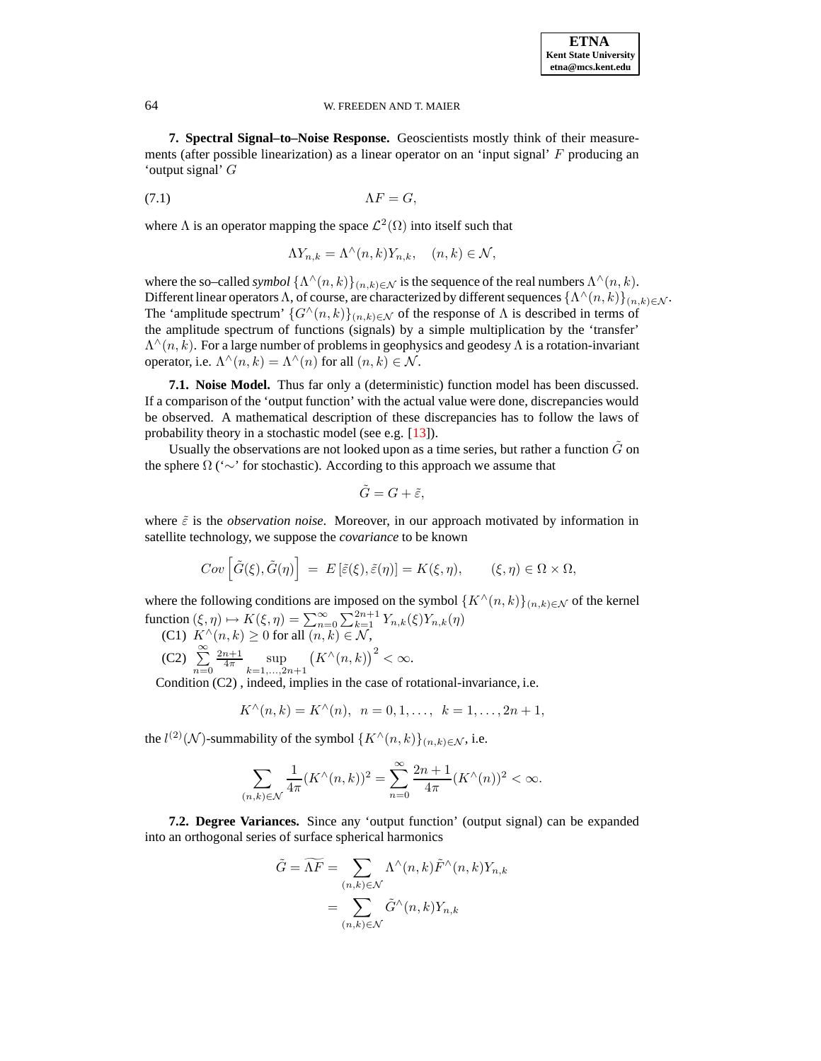## 7. Spectral Signal–to–Noise Response.

Geoscientists mostly think of their measurements (after possible linearization) as a linear operator on an 'input signal' $F$ producing an 'output signal' $G$

$$\Lambda F = G, \tag{7.1}$$

where $\Lambda$ is an operator mapping the space $\mathcal{L}^2(\Omega)$ into itself such that

$$\Lambda Y_{n,k} = \Lambda^{\wedge}(n,k) Y_{n,k}, \quad (n,k) \in \mathcal{N},$$

where the so–called *symbol* $\{\Lambda^{\wedge}(n,k)\}_{(n,k)\in\mathcal{N}}$ is the sequence of the real numbers $\Lambda^{\wedge}(n,k)$. Different linear operators $\Lambda$, of course, are characterized by different sequences $\{\Lambda^{\wedge}(n,k)\}_{(n,k)\in\mathcal{N}}$. The 'amplitude spectrum' $\{G^{\wedge}(n,k)\}_{(n,k)\in\mathcal{N}}$ of the response of $\Lambda$ is described in terms of the amplitude spectrum of functions (signals) by a simple multiplication by the 'transfer' $\Lambda^{\wedge}(n,k)$. For a large number of problems in geophysics and geodesy $\Lambda$ is a rotation-invariant operator, i.e. $\Lambda^{\wedge}(n,k) = \Lambda^{\wedge}(n)$ for all $(n,k) \in \mathcal{N}$.

### 7.1. Noise Model.

Thus far only a (deterministic) function model has been discussed. If a comparison of the 'output function' with the actual value were done, discrepancies would be observed. A mathematical description of these discrepancies has to follow the laws of probability theory in a stochastic model (see e.g. [13]).

Usually the observations are not looked upon as a time series, but rather a function $\tilde{G}$ on the sphere $\Omega$ ('$\sim$' for stochastic). According to this approach we assume that

$$\tilde{G} = G + \tilde{\varepsilon},$$

where $\tilde{\varepsilon}$ is the *observation noise*. Moreover, in our approach motivated by information in satellite technology, we suppose the *covariance* to be known

$$Cov\left[\tilde{G}(\xi), \tilde{G}(\eta)\right] \;=\; E\left[\tilde{\varepsilon}(\xi), \tilde{\varepsilon}(\eta)\right] = K(\xi,\eta), \qquad (\xi,\eta) \in \Omega \times \Omega,$$

where the following conditions are imposed on the symbol $\{K^{\wedge}(n,k)\}_{(n,k)\in\mathcal{N}}$ of the kernel function $(\xi,\eta) \mapsto K(\xi,\eta) = \sum_{n=0}^{\infty}\sum_{k=1}^{2n+1} Y_{n,k}(\xi)Y_{n,k}(\eta)$

(C1) $K^{\wedge}(n,k) \geq 0$ for all $(n,k) \in \mathcal{N}$,

(C2) $\sum\limits_{n=0}^{\infty} \frac{2n+1}{4\pi} \sup\limits_{k=1,\ldots,2n+1} \left(K^{\wedge}(n,k)\right)^2 < \infty$.

Condition (C2) , indeed, implies in the case of rotational-invariance, i.e.

$$K^{\wedge}(n,k) = K^{\wedge}(n), \;\; n = 0,1,\ldots, \;\; k = 1,\ldots,2n+1,$$

the $l^{(2)}(\mathcal{N})$-summability of the symbol $\{K^{\wedge}(n,k)\}_{(n,k)\in\mathcal{N}}$, i.e.

$$\sum_{(n,k)\in\mathcal{N}} \frac{1}{4\pi}(K^{\wedge}(n,k))^2 = \sum_{n=0}^{\infty} \frac{2n+1}{4\pi}(K^{\wedge}(n))^2 < \infty.$$

### 7.2. Degree Variances.

Since any 'output function' (output signal) can be expanded into an orthogonal series of surface spherical harmonics

$$\begin{aligned}
\tilde{G} = \widetilde{\Lambda F} &= \sum_{(n,k)\in\mathcal{N}} \Lambda^{\wedge}(n,k)\tilde{F}^{\wedge}(n,k)Y_{n,k} \\
&= \sum_{(n,k)\in\mathcal{N}} \tilde{G}^{\wedge}(n,k)Y_{n,k}
\end{aligned}$$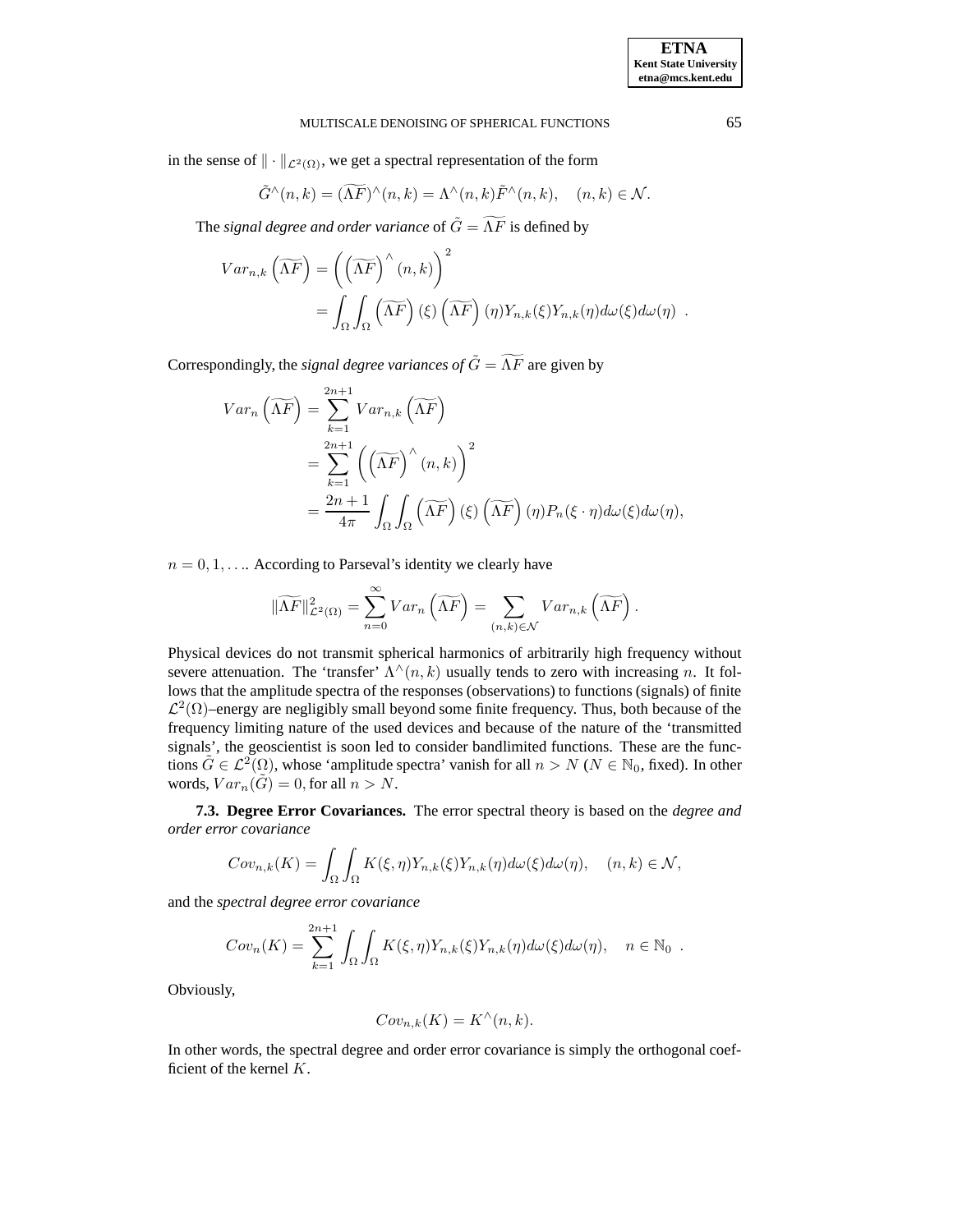in the sense of $\|\cdot\|_{\mathcal{L}^2(\Omega)}$, we get a spectral representation of the form

$$\tilde{G}^\wedge(n,k) = (\widetilde{\Lambda F})^\wedge(n,k) = \Lambda^\wedge(n,k)\tilde{F}^\wedge(n,k), \quad (n,k) \in \mathcal{N}.$$

The *signal degree and order variance* of $\tilde{G} = \widetilde{\Lambda F}$ is defined by

$$\begin{aligned} Var_{n,k}\left(\widetilde{\Lambda F}\right) &= \left(\left(\widetilde{\Lambda F}\right)^\wedge (n,k)\right)^2 \\ &= \int_\Omega \int_\Omega \left(\widetilde{\Lambda F}\right)(\xi) \left(\widetilde{\Lambda F}\right)(\eta) Y_{n,k}(\xi) Y_{n,k}(\eta) d\omega(\xi) d\omega(\eta) \ . \end{aligned}$$

Correspondingly, the *signal degree variances of* $\tilde{G} = \widetilde{\Lambda F}$ are given by

$$\begin{aligned} Var_n\left(\widetilde{\Lambda F}\right) &= \sum_{k=1}^{2n+1} Var_{n,k}\left(\widetilde{\Lambda F}\right) \\ &= \sum_{k=1}^{2n+1} \left(\left(\widetilde{\Lambda F}\right)^\wedge (n,k)\right)^2 \\ &= \frac{2n+1}{4\pi} \int_\Omega \int_\Omega \left(\widetilde{\Lambda F}\right)(\xi) \left(\widetilde{\Lambda F}\right)(\eta) P_n(\xi \cdot \eta) d\omega(\xi) d\omega(\eta), \end{aligned}$$

$n = 0, 1, \ldots$. According to Parseval's identity we clearly have

$$\|\widetilde{\Lambda F}\|^2_{\mathcal{L}^2(\Omega)} = \sum_{n=0}^{\infty} Var_n\left(\widetilde{\Lambda F}\right) = \sum_{(n,k)\in\mathcal{N}} Var_{n,k}\left(\widetilde{\Lambda F}\right).$$

Physical devices do not transmit spherical harmonics of arbitrarily high frequency without severe attenuation. The 'transfer' $\Lambda^\wedge(n,k)$ usually tends to zero with increasing $n$. It follows that the amplitude spectra of the responses (observations) to functions (signals) of finite $\mathcal{L}^2(\Omega)$–energy are negligibly small beyond some finite frequency. Thus, both because of the frequency limiting nature of the used devices and because of the nature of the 'transmitted signals', the geoscientist is soon led to consider bandlimited functions. These are the functions $\tilde{G} \in \mathcal{L}^2(\Omega)$, whose 'amplitude spectra' vanish for all $n > N$ ($N \in \mathbb{N}_0$, fixed). In other words, $Var_n(\tilde{G}) = 0$, for all $n > N$.

**7.3. Degree Error Covariances.** The error spectral theory is based on the *degree and order error covariance*

$$Cov_{n,k}(K) = \int_\Omega \int_\Omega K(\xi,\eta) Y_{n,k}(\xi) Y_{n,k}(\eta) d\omega(\xi) d\omega(\eta), \quad (n,k) \in \mathcal{N},$$

and the *spectral degree error covariance*

$$Cov_n(K) = \sum_{k=1}^{2n+1} \int_\Omega \int_\Omega K(\xi,\eta) Y_{n,k}(\xi) Y_{n,k}(\eta) d\omega(\xi) d\omega(\eta), \quad n \in \mathbb{N}_0 \ .$$

Obviously,

$$Cov_{n,k}(K) = K^\wedge(n,k).$$

In other words, the spectral degree and order error covariance is simply the orthogonal coefficient of the kernel $K$.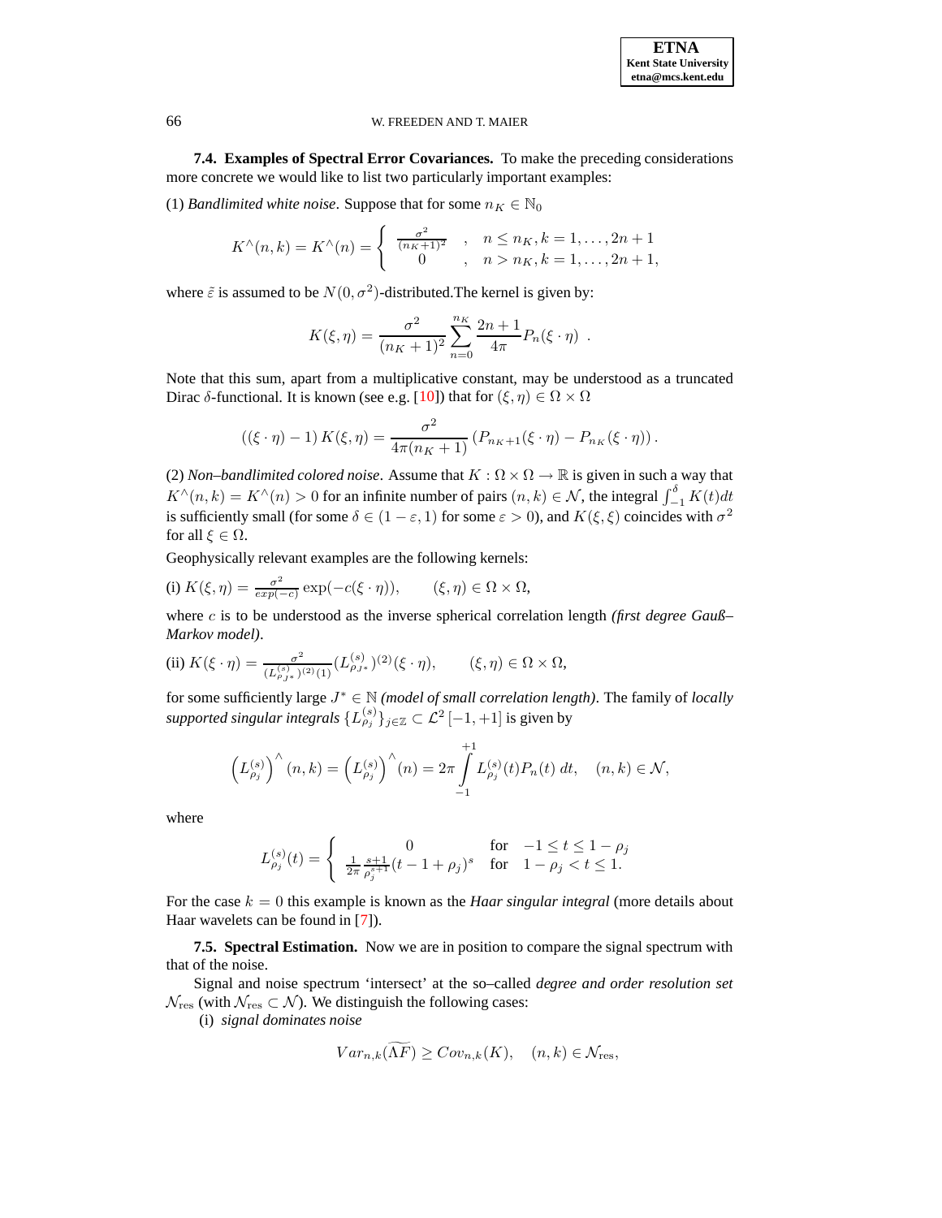**7.4. Examples of Spectral Error Covariances.** To make the preceding considerations more concrete we would like to list two particularly important examples:

(1) *Bandlimited white noise*. Suppose that for some $n_K \in \mathbb{N}_0$

$$K^\wedge(n,k) = K^\wedge(n) = \begin{cases} \frac{\sigma^2}{(n_K+1)^2} & , \quad n \le n_K, k = 1, \ldots, 2n+1 \\ 0 & , \quad n > n_K, k = 1, \ldots, 2n+1, \end{cases}$$

where $\tilde{\varepsilon}$ is assumed to be $N(0,\sigma^2)$-distributed.The kernel is given by:

$$K(\xi,\eta) = \frac{\sigma^2}{(n_K+1)^2} \sum_{n=0}^{n_K} \frac{2n+1}{4\pi} P_n(\xi \cdot \eta) \ .$$

Note that this sum, apart from a multiplicative constant, may be understood as a truncated Dirac $\delta$-functional. It is known (see e.g. [10]) that for $(\xi,\eta) \in \Omega \times \Omega$

$$((\xi \cdot \eta) - 1)\, K(\xi,\eta) = \frac{\sigma^2}{4\pi(n_K+1)} \left( P_{n_K+1}(\xi \cdot \eta) - P_{n_K}(\xi \cdot \eta) \right).$$

(2) *Non–bandlimited colored noise*. Assume that $K : \Omega \times \Omega \to \mathbb{R}$ is given in such a way that $K^\wedge(n,k) = K^\wedge(n) > 0$ for an infinite number of pairs $(n,k) \in \mathcal{N}$, the integral $\int_{-1}^{\delta} K(t)dt$ is sufficiently small (for some $\delta \in (1-\varepsilon, 1)$ for some $\varepsilon > 0$), and $K(\xi,\xi)$ coincides with $\sigma^2$ for all $\xi \in \Omega$.

Geophysically relevant examples are the following kernels:

(i) $K(\xi,\eta) = \frac{\sigma^2}{exp(-c)} \exp(-c(\xi \cdot \eta)), \qquad (\xi,\eta) \in \Omega \times \Omega,$

where $c$ is to be understood as the inverse spherical correlation length *(first degree Gauß–Markov model)*.

(ii) $K(\xi \cdot \eta) = \frac{\sigma^2}{(L^{(s)}_{\rho_{J^*}})^{(2)}(1)} (L^{(s)}_{\rho_{J^*}})^{(2)}(\xi \cdot \eta), \qquad (\xi,\eta) \in \Omega \times \Omega,$

for some sufficiently large $J^* \in \mathbb{N}$ *(model of small correlation length)*. The family of *locally supported singular integrals* $\{L^{(s)}_{\rho_j}\}_{j \in \mathbb{Z}} \subset \mathcal{L}^2\left[-1,+1\right]$ is given by

$$\left(L^{(s)}_{\rho_j}\right)^\wedge(n,k) = \left(L^{(s)}_{\rho_j}\right)^\wedge(n) = 2\pi \int_{-1}^{+1} L^{(s)}_{\rho_j}(t) P_n(t)\, dt, \quad (n,k) \in \mathcal{N},$$

where

$$L^{(s)}_{\rho_j}(t) = \begin{cases} 0 & \text{for} \quad -1 \le t \le 1-\rho_j \\ \frac{1}{2\pi} \frac{s+1}{\rho_j^{s+1}} (t - 1 + \rho_j)^s & \text{for} \quad 1-\rho_j < t \le 1. \end{cases}$$

For the case $k = 0$ this example is known as the *Haar singular integral* (more details about Haar wavelets can be found in [7]).

**7.5. Spectral Estimation.** Now we are in position to compare the signal spectrum with that of the noise.

Signal and noise spectrum 'intersect' at the so–called *degree and order resolution set* $\mathcal{N}_{\text{res}}$ (with $\mathcal{N}_{\text{res}} \subset \mathcal{N}$). We distinguish the following cases:

(i) *signal dominates noise*

$$Var_{n,k}(\widetilde{\Lambda F}) \ge Cov_{n,k}(K), \quad (n,k) \in \mathcal{N}_{\text{res}},$$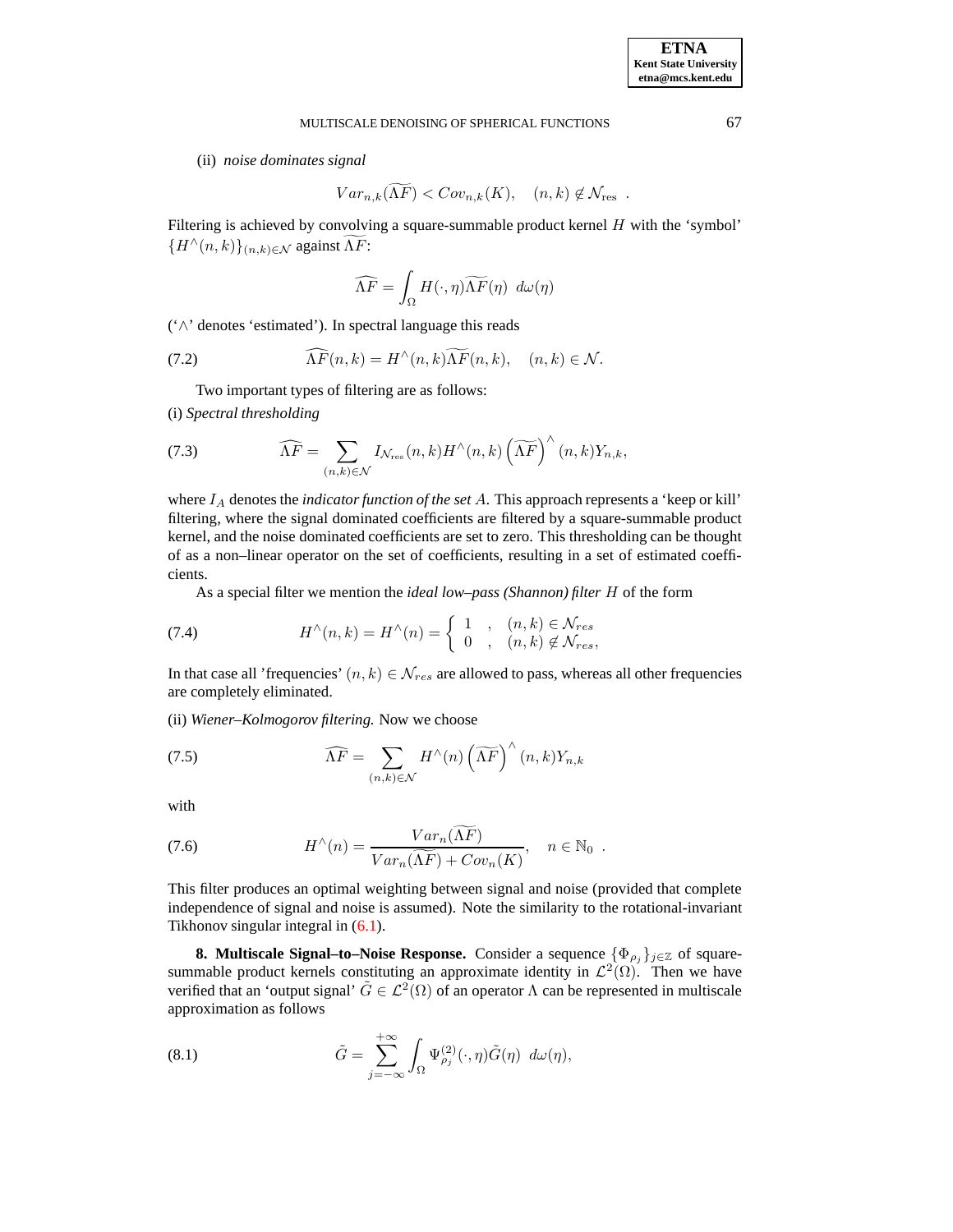(ii) *noise dominates signal*

$$Var_{n,k}(\widetilde{\Lambda F}) < Cov_{n,k}(K), \quad (n,k) \notin \mathcal{N}_{\mathrm{res}} \ .$$

Filtering is achieved by convolving a square-summable product kernel $H$ with the 'symbol' $\{H^\wedge(n,k)\}_{(n,k)\in\mathcal{N}}$ against $\widetilde{\Lambda F}$:

$$\widehat{\Lambda F} = \int_\Omega H(\cdot,\eta)\widetilde{\Lambda F}(\eta) \ d\omega(\eta)$$

('$\wedge$' denotes 'estimated'). In spectral language this reads

$$\widehat{\Lambda F}(n,k) = H^\wedge(n,k)\widetilde{\Lambda F}(n,k), \quad (n,k) \in \mathcal{N}. \tag{7.2}$$

Two important types of filtering are as follows:

(i) *Spectral thresholding*

$$\widehat{\Lambda F} = \sum_{(n,k)\in\mathcal{N}} I_{\mathcal{N}_{\mathrm{res}}}(n,k) H^\wedge(n,k) \left(\widetilde{\Lambda F}\right)^\wedge (n,k) Y_{n,k}, \tag{7.3}$$

where $I_A$ denotes the *indicator function of the set* $A$. This approach represents a 'keep or kill' filtering, where the signal dominated coefficients are filtered by a square-summable product kernel, and the noise dominated coefficients are set to zero. This thresholding can be thought of as a non–linear operator on the set of coefficients, resulting in a set of estimated coefficients.

As a special filter we mention the *ideal low–pass (Shannon) filter* $H$ of the form

$$H^\wedge(n,k) = H^\wedge(n) = \left\{ \begin{array}{lll} 1 & , & (n,k) \in \mathcal{N}_{res} \\ 0 & , & (n,k) \notin \mathcal{N}_{res}, \end{array} \right. \tag{7.4}$$

In that case all 'frequencies' $(n,k) \in \mathcal{N}_{res}$ are allowed to pass, whereas all other frequencies are completely eliminated.

(ii) *Wiener–Kolmogorov filtering.* Now we choose

$$\widehat{\Lambda F} = \sum_{(n,k)\in\mathcal{N}} H^\wedge(n) \left(\widetilde{\Lambda F}\right)^\wedge (n,k) Y_{n,k} \tag{7.5}$$

with

$$H^\wedge(n) = \frac{Var_n(\widetilde{\Lambda F})}{Var_n(\widetilde{\Lambda F}) + Cov_n(K)}, \quad n \in \mathbb{N}_0 \ . \tag{7.6}$$

This filter produces an optimal weighting between signal and noise (provided that complete independence of signal and noise is assumed). Note the similarity to the rotational-invariant Tikhonov singular integral in (6.1).

**8. Multiscale Signal–to–Noise Response.** Consider a sequence $\{\Phi_{\rho_j}\}_{j\in\mathbb{Z}}$ of square-summable product kernels constituting an approximate identity in $\mathcal{L}^2(\Omega)$. Then we have verified that an 'output signal' $\tilde{G} \in \mathcal{L}^2(\Omega)$ of an operator $\Lambda$ can be represented in multiscale approximation as follows

$$\tilde{G} = \sum_{j=-\infty}^{+\infty} \int_\Omega \Psi^{(2)}_{\rho_j}(\cdot,\eta)\tilde{G}(\eta) \ d\omega(\eta), \tag{8.1}$$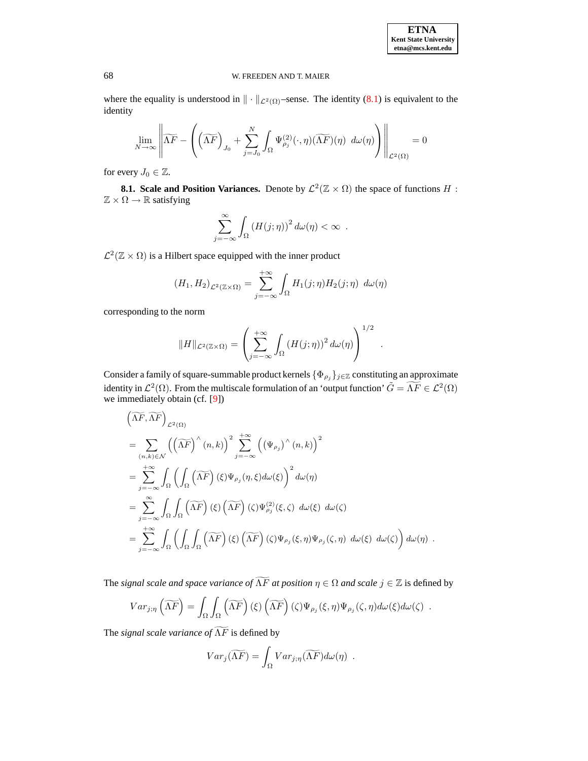where the equality is understood in $\|\cdot\|_{\mathcal{L}^2(\Omega)}$–sense. The identity (8.1) is equivalent to the identity

$$\lim_{N\to\infty}\left\|\widetilde{\Lambda F}-\left(\left(\widetilde{\Lambda F}\right)_{J_0}+\sum_{j=J_0}^{N}\int_\Omega \Psi^{(2)}_{\rho_j}(\cdot,\eta)(\widetilde{\Lambda F})(\eta)\ d\omega(\eta)\right)\right\|_{\mathcal{L}^2(\Omega)}=0$$

for every $J_0\in\mathbb{Z}$.

**8.1. Scale and Position Variances.** Denote by $\mathcal{L}^2(\mathbb{Z}\times\Omega)$ the space of functions $H:\mathbb{Z}\times\Omega\to\mathbb{R}$ satisfying

$$\sum_{j=-\infty}^{\infty}\int_\Omega\left(H(j;\eta)\right)^2 d\omega(\eta)<\infty\ .$$

$\mathcal{L}^2(\mathbb{Z}\times\Omega)$ is a Hilbert space equipped with the inner product

$$(H_1,H_2)_{\mathcal{L}^2(\mathbb{Z}\times\Omega)}=\sum_{j=-\infty}^{+\infty}\int_\Omega H_1(j;\eta)H_2(j;\eta)\ d\omega(\eta)$$

corresponding to the norm

$$\|H\|_{\mathcal{L}^2(\mathbb{Z}\times\Omega)}=\left(\sum_{j=-\infty}^{+\infty}\int_\Omega\left(H(j;\eta)\right)^2 d\omega(\eta)\right)^{1/2}\ .$$

Consider a family of square-summable product kernels $\{\Phi_{\rho_j}\}_{j\in\mathbb{Z}}$ constituting an approximate identity in $\mathcal{L}^2(\Omega)$. From the multiscale formulation of an 'output function' $\tilde{G}=\widetilde{\Lambda F}\in\mathcal{L}^2(\Omega)$ we immediately obtain (cf. [9])

$$\begin{aligned}
&\left(\widetilde{\Lambda F},\widetilde{\Lambda F}\right)_{\mathcal{L}^2(\Omega)}\\
&=\sum_{(n,k)\in\mathcal{N}}\left(\left(\widetilde{\Lambda F}\right)^\wedge(n,k)\right)^2\sum_{j=-\infty}^{+\infty}\left(\left(\Psi_{\rho_j}\right)^\wedge(n,k)\right)^2\\
&=\sum_{j=-\infty}^{+\infty}\int_\Omega\left(\int_\Omega\left(\widetilde{\Lambda F}\right)(\xi)\Psi_{\rho_j}(\eta,\xi)d\omega(\xi)\right)^2 d\omega(\eta)\\
&=\sum_{j=-\infty}^{\infty}\int_\Omega\int_\Omega\left(\widetilde{\Lambda F}\right)(\xi)\left(\widetilde{\Lambda F}\right)(\zeta)\Psi^{(2)}_{\rho_j}(\xi,\zeta)\ d\omega(\xi)\ d\omega(\zeta)\\
&=\sum_{j=-\infty}^{+\infty}\int_\Omega\left(\int_\Omega\int_\Omega\left(\widetilde{\Lambda F}\right)(\xi)\left(\widetilde{\Lambda F}\right)(\zeta)\Psi_{\rho_j}(\xi,\eta)\Psi_{\rho_j}(\zeta,\eta)\ d\omega(\xi)\ d\omega(\zeta)\right)d\omega(\eta)\ .
\end{aligned}$$

The *signal scale and space variance of $\widetilde{\Lambda F}$ at position $\eta\in\Omega$ and scale $j\in\mathbb{Z}$* is defined by

$$Var_{j;\eta}\left(\widetilde{\Lambda F}\right)=\int_\Omega\int_\Omega\left(\widetilde{\Lambda F}\right)(\xi)\left(\widetilde{\Lambda F}\right)(\zeta)\Psi_{\rho_j}(\xi,\eta)\Psi_{\rho_j}(\zeta,\eta)d\omega(\xi)d\omega(\zeta)\ .$$

The *signal scale variance of $\widetilde{\Lambda F}$* is defined by

$$Var_j(\widetilde{\Lambda F})=\int_\Omega Var_{j;\eta}(\widetilde{\Lambda F})d\omega(\eta)\ .$$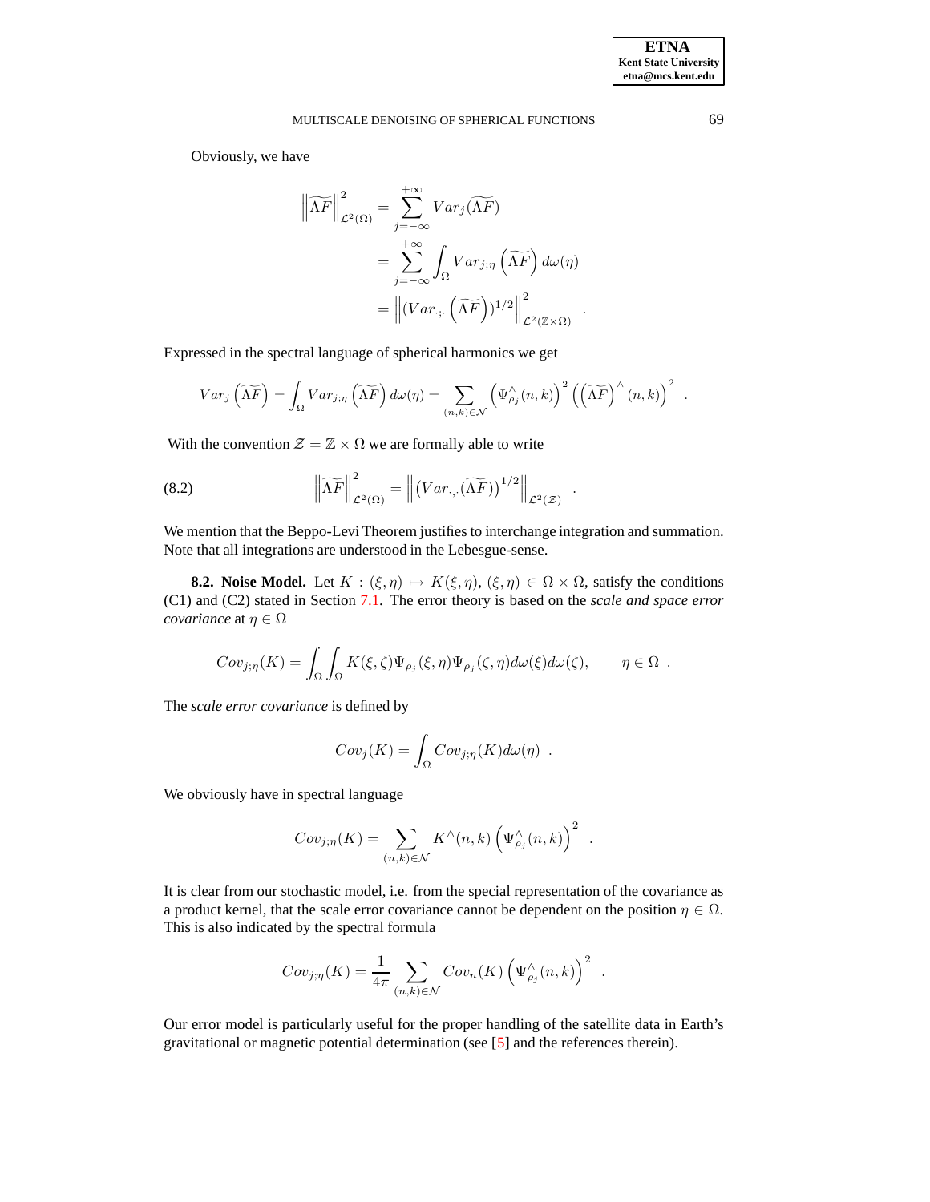Obviously, we have

$$
\begin{aligned}
\left\| \widetilde{\Lambda F} \right\|^2_{\mathcal{L}^2(\Omega)} &= \sum_{j=-\infty}^{+\infty} Var_j(\widetilde{\Lambda F}) \\
&= \sum_{j=-\infty}^{+\infty} \int_\Omega Var_{j;\eta}\left(\widetilde{\Lambda F}\right) d\omega(\eta) \\
&= \left\| (Var_{\cdot;\cdot}\left(\widetilde{\Lambda F}\right))^{1/2} \right\|^2_{\mathcal{L}^2(\mathbb{Z}\times\Omega)} .
\end{aligned}
$$

Expressed in the spectral language of spherical harmonics we get

$$
Var_j\left(\widetilde{\Lambda F}\right) = \int_\Omega Var_{j;\eta}\left(\widetilde{\Lambda F}\right) d\omega(\eta) = \sum_{(n,k)\in\mathcal{N}} \left(\Psi^\wedge_{\rho_j}(n,k)\right)^2 \left(\left(\widetilde{\Lambda F}\right)^\wedge(n,k)\right)^2 .
$$

With the convention $\mathcal{Z} = \mathbb{Z} \times \Omega$ we are formally able to write

$$
\left\| \widetilde{\Lambda F} \right\|^2_{\mathcal{L}^2(\Omega)} = \left\| \left(Var_{\cdot,\cdot}(\widetilde{\Lambda F})\right)^{1/2} \right\|_{\mathcal{L}^2(\mathcal{Z})} . \tag{8.2}
$$

We mention that the Beppo-Levi Theorem justifies to interchange integration and summation. Note that all integrations are understood in the Lebesgue-sense.

**8.2. Noise Model.** Let $K : (\xi,\eta) \mapsto K(\xi,\eta)$, $(\xi,\eta) \in \Omega \times \Omega$, satisfy the conditions (C1) and (C2) stated in Section 7.1. The error theory is based on the *scale and space error covariance* at $\eta \in \Omega$

$$
Cov_{j;\eta}(K) = \int_\Omega \int_\Omega K(\xi,\zeta)\Psi_{\rho_j}(\xi,\eta)\Psi_{\rho_j}(\zeta,\eta) d\omega(\xi) d\omega(\zeta), \qquad \eta \in \Omega .
$$

The *scale error covariance* is defined by

$$
Cov_j(K) = \int_\Omega Cov_{j;\eta}(K) d\omega(\eta) .
$$

We obviously have in spectral language

$$
Cov_{j;\eta}(K) = \sum_{(n,k)\in\mathcal{N}} K^\wedge(n,k) \left(\Psi^\wedge_{\rho_j}(n,k)\right)^2 .
$$

It is clear from our stochastic model, i.e. from the special representation of the covariance as a product kernel, that the scale error covariance cannot be dependent on the position $\eta \in \Omega$. This is also indicated by the spectral formula

$$
Cov_{j;\eta}(K) = \frac{1}{4\pi} \sum_{(n,k)\in\mathcal{N}} Cov_n(K) \left(\Psi^\wedge_{\rho_j}(n,k)\right)^2 .
$$

Our error model is particularly useful for the proper handling of the satellite data in Earth's gravitational or magnetic potential determination (see [5] and the references therein).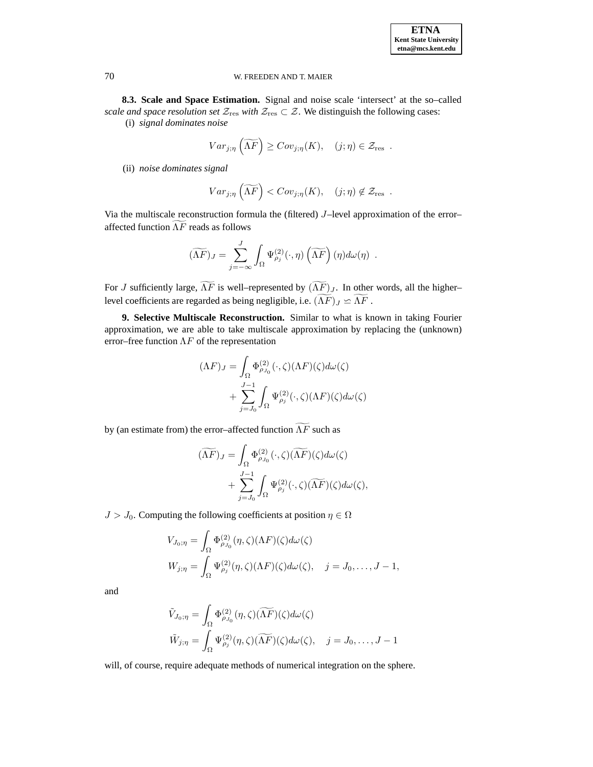**8.3. Scale and Space Estimation.** Signal and noise scale 'intersect' at the so–called *scale and space resolution set* $\mathcal{Z}_{\mathrm{res}}$ *with* $\mathcal{Z}_{\mathrm{res}} \subset \mathcal{Z}$. We distinguish the following cases:

(i) *signal dominates noise*

$$Var_{j;\eta}\left(\widetilde{\Lambda F}\right) \geq Cov_{j;\eta}(K), \quad (j;\eta) \in \mathcal{Z}_{\mathrm{res}} \ .$$

(ii) *noise dominates signal*

$$Var_{j;\eta}\left(\widetilde{\Lambda F}\right) < Cov_{j;\eta}(K), \quad (j;\eta) \notin \mathcal{Z}_{\mathrm{res}} \ .$$

Via the multiscale reconstruction formula the (filtered) $J$–level approximation of the error–affected function $\widetilde{\Lambda F}$ reads as follows

$$(\widetilde{\Lambda F})_J = \sum_{j=-\infty}^{J} \int_\Omega \Psi_{\rho_j}^{(2)}(\cdot,\eta)\left(\widetilde{\Lambda F}\right)(\eta) d\omega(\eta) \ .$$

For $J$ sufficiently large, $\widetilde{\Lambda F}$ is well–represented by $(\widetilde{\Lambda F})_J$. In other words, all the higher–level coefficients are regarded as being negligible, i.e. $(\widetilde{\Lambda F})_J \simeq \widetilde{\Lambda F}$ .

**9. Selective Multiscale Reconstruction.** Similar to what is known in taking Fourier approximation, we are able to take multiscale approximation by replacing the (unknown) error–free function $\Lambda F$ of the representation

$$\begin{aligned}
(\Lambda F)_J &= \int_\Omega \Phi_{\rho_{J_0}}^{(2)}(\cdot,\zeta)(\Lambda F)(\zeta) d\omega(\zeta) \\
&\quad + \sum_{j=J_0}^{J-1} \int_\Omega \Psi_{\rho_j}^{(2)}(\cdot,\zeta)(\Lambda F)(\zeta) d\omega(\zeta)
\end{aligned}$$

by (an estimate from) the error–affected function $\widetilde{\Lambda F}$ such as

$$\begin{aligned}
(\widetilde{\Lambda F})_J &= \int_\Omega \Phi_{\rho_{J_0}}^{(2)}(\cdot,\zeta)(\widetilde{\Lambda F})(\zeta) d\omega(\zeta) \\
&\quad + \sum_{j=J_0}^{J-1} \int_\Omega \Psi_{\rho_j}^{(2)}(\cdot,\zeta)(\widetilde{\Lambda F})(\zeta) d\omega(\zeta),
\end{aligned}$$

$J > J_0$. Computing the following coefficients at position $\eta \in \Omega$

$$\begin{aligned}
V_{J_0;\eta} &= \int_\Omega \Phi_{\rho_{J_0}}^{(2)}(\eta,\zeta)(\Lambda F)(\zeta) d\omega(\zeta) \\
W_{j;\eta} &= \int_\Omega \Psi_{\rho_j}^{(2)}(\eta,\zeta)(\Lambda F)(\zeta) d\omega(\zeta), \quad j = J_0, \ldots, J-1,
\end{aligned}$$

and

$$\begin{aligned}
\tilde{V}_{J_0;\eta} &= \int_\Omega \Phi_{\rho_{J_0}}^{(2)}(\eta,\zeta)(\widetilde{\Lambda F})(\zeta) d\omega(\zeta) \\
\tilde{W}_{j;\eta} &= \int_\Omega \Psi_{\rho_j}^{(2)}(\eta,\zeta)(\widetilde{\Lambda F})(\zeta) d\omega(\zeta), \quad j = J_0, \ldots, J-1
\end{aligned}$$

will, of course, require adequate methods of numerical integration on the sphere.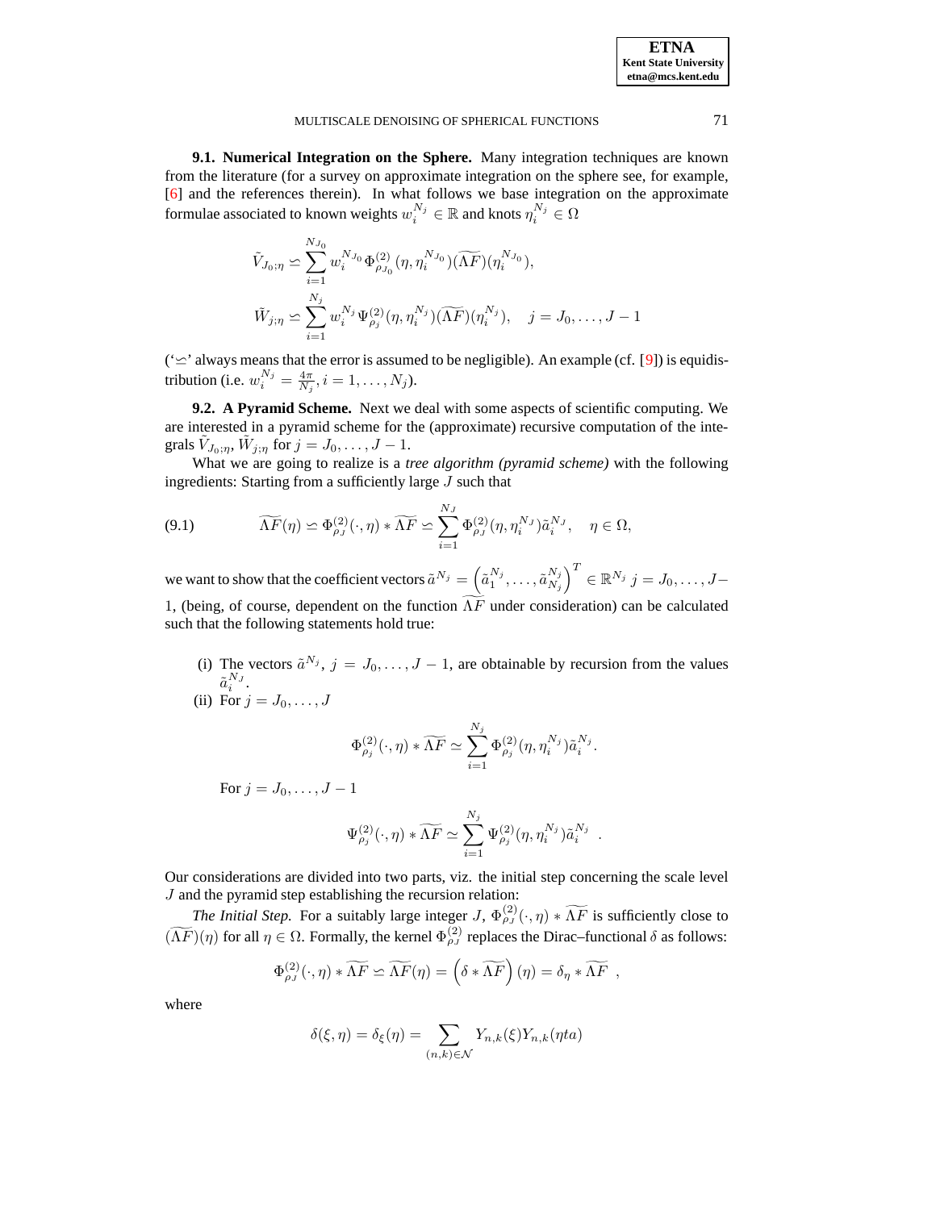**9.1. Numerical Integration on the Sphere.** Many integration techniques are known from the literature (for a survey on approximate integration on the sphere see, for example, [6] and the references therein). In what follows we base integration on the approximate formulae associated to known weights $w_i^{N_j} \in \mathbb{R}$ and knots $\eta_i^{N_j} \in \Omega$

$$\tilde{V}_{J_0;\eta} \backsimeq \sum_{i=1}^{N_{J_0}} w_i^{N_{J_0}} \Phi^{(2)}_{\rho_{J_0}}(\eta, \eta_i^{N_{J_0}})(\widetilde{\Lambda F})(\eta_i^{N_{J_0}}),$$

$$\tilde{W}_{j;\eta} \backsimeq \sum_{i=1}^{N_j} w_i^{N_j} \Psi^{(2)}_{\rho_j}(\eta, \eta_i^{N_j})(\widetilde{\Lambda F})(\eta_i^{N_j}), \quad j = J_0, \ldots, J-1$$

('$\backsimeq$' always means that the error is assumed to be negligible). An example (cf. [9]) is equidistribution (i.e. $w_i^{N_j} = \frac{4\pi}{N_j}, i = 1, \ldots, N_j$).

**9.2. A Pyramid Scheme.** Next we deal with some aspects of scientific computing. We are interested in a pyramid scheme for the (approximate) recursive computation of the integrals $\tilde{V}_{J_0;\eta}$, $\tilde{W}_{j;\eta}$ for $j = J_0, \ldots, J-1$.

What we are going to realize is a *tree algorithm (pyramid scheme)* with the following ingredients: Starting from a sufficiently large $J$ such that

$$\widetilde{\Lambda F}(\eta) \backsimeq \Phi^{(2)}_{\rho_J}(\cdot, \eta) * \widetilde{\Lambda F} \backsimeq \sum_{i=1}^{N_J} \Phi^{(2)}_{\rho_J}(\eta, \eta_i^{N_J}) \tilde{a}_i^{N_J}, \quad \eta \in \Omega, \tag{9.1}$$

we want to show that the coefficient vectors $\tilde{a}^{N_j} = \left(\tilde{a}_1^{N_j}, \ldots, \tilde{a}_{N_j}^{N_j}\right)^T \in \mathbb{R}^{N_j}$ $j = J_0, \ldots, J-1$, (being, of course, dependent on the function $\widetilde{\Lambda F}$ under consideration) can be calculated such that the following statements hold true:

(i) The vectors $\tilde{a}^{N_j}$, $j = J_0, \ldots, J-1$, are obtainable by recursion from the values $\tilde{a}_i^{N_J}$.

(ii) For $j = J_0, \ldots, J$

$$\Phi^{(2)}_{\rho_j}(\cdot, \eta) * \widetilde{\Lambda F} \simeq \sum_{i=1}^{N_j} \Phi^{(2)}_{\rho_j}(\eta, \eta_i^{N_j}) \tilde{a}_i^{N_j}.$$

For $j = J_0, \ldots, J-1$

$$\Psi^{(2)}_{\rho_j}(\cdot, \eta) * \widetilde{\Lambda F} \simeq \sum_{i=1}^{N_j} \Psi^{(2)}_{\rho_j}(\eta, \eta_i^{N_j}) \tilde{a}_i^{N_j} \ .$$

Our considerations are divided into two parts, viz. the initial step concerning the scale level $J$ and the pyramid step establishing the recursion relation:

*The Initial Step.* For a suitably large integer $J$, $\Phi^{(2)}_{\rho_J}(\cdot, \eta) * \widetilde{\Lambda F}$ is sufficiently close to $(\widetilde{\Lambda F})(\eta)$ for all $\eta \in \Omega$. Formally, the kernel $\Phi^{(2)}_{\rho_J}$ replaces the Dirac–functional $\delta$ as follows:

$$\Phi^{(2)}_{\rho_J}(\cdot, \eta) * \widetilde{\Lambda F} \backsimeq \widetilde{\Lambda F}(\eta) = \left(\delta * \widetilde{\Lambda F}\right)(\eta) = \delta_\eta * \widetilde{\Lambda F} \ ,$$

where

$$\delta(\xi, \eta) = \delta_\xi(\eta) = \sum_{(n,k) \in \mathcal{N}} Y_{n,k}(\xi) Y_{n,k}(\eta ta)$$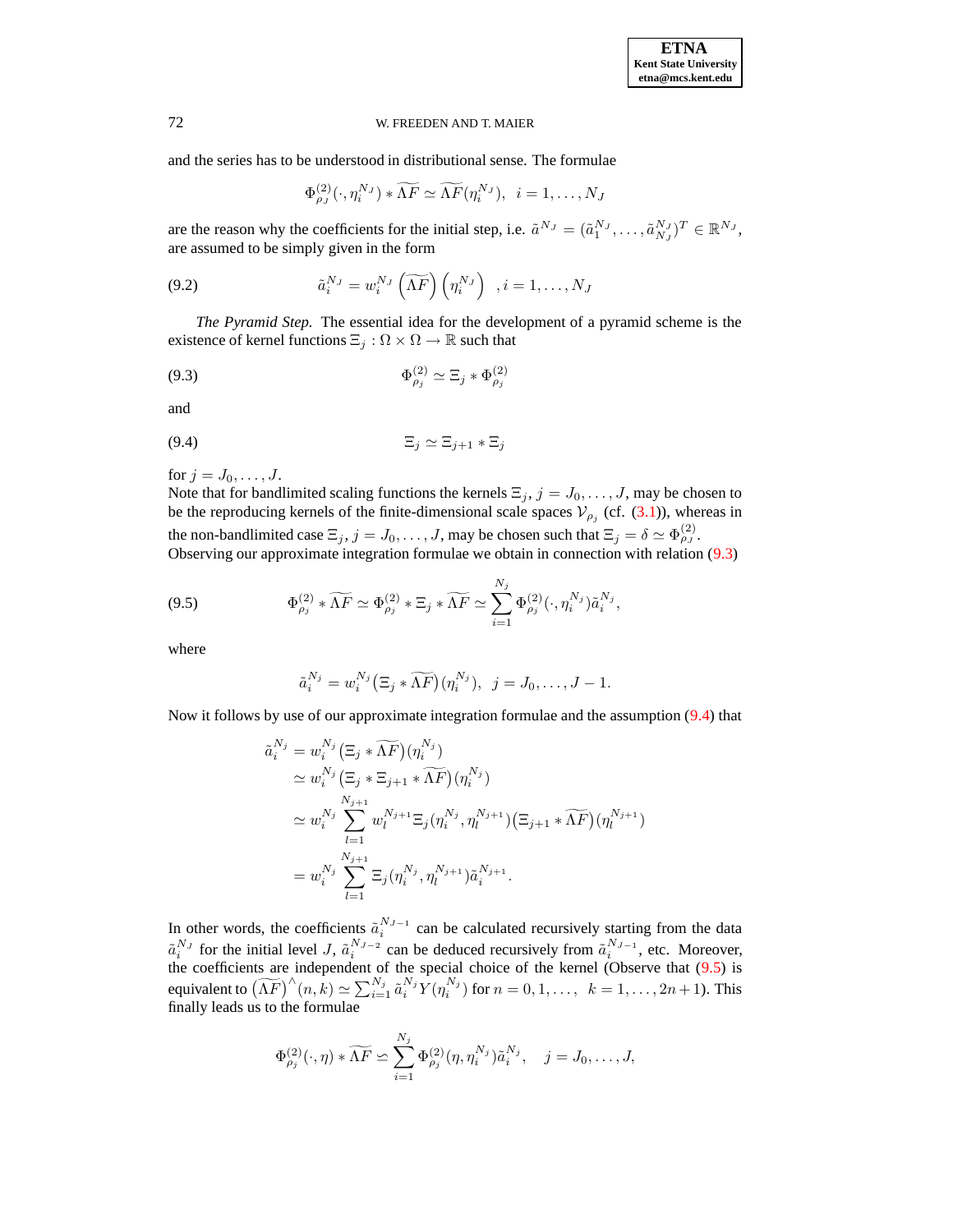and the series has to be understood in distributional sense. The formulae

$$\Phi^{(2)}_{\rho_J}(\cdot, \eta_i^{N_J}) * \widetilde{\Lambda F} \simeq \widetilde{\Lambda F}(\eta_i^{N_J}), \quad i = 1, \ldots, N_J$$

are the reason why the coefficients for the initial step, i.e. $\tilde{a}^{N_J} = (\tilde{a}_1^{N_J}, \ldots, \tilde{a}_{N_J}^{N_J})^T \in \mathbb{R}^{N_J}$, are assumed to be simply given in the form

$$\tilde{a}_i^{N_J} = w_i^{N_J} \left(\widetilde{\Lambda F}\right) \left(\eta_i^{N_J}\right) \quad , i = 1, \ldots, N_J \tag{9.2}$$

*The Pyramid Step.* The essential idea for the development of a pyramid scheme is the existence of kernel functions $\Xi_j : \Omega \times \Omega \to \mathbb{R}$ such that

$$\Phi^{(2)}_{\rho_j} \simeq \Xi_j * \Phi^{(2)}_{\rho_j} \tag{9.3}$$

and

$$\Xi_j \simeq \Xi_{j+1} * \Xi_j \tag{9.4}$$

for $j = J_0, \ldots, J$.
Note that for bandlimited scaling functions the kernels $\Xi_j$, $j = J_0, \ldots, J$, may be chosen to be the reproducing kernels of the finite-dimensional scale spaces $\mathcal{V}_{\rho_j}$ (cf. (3.1)), whereas in the non-bandlimited case $\Xi_j$, $j = J_0, \ldots, J$, may be chosen such that $\Xi_j = \delta \simeq \Phi^{(2)}_{\rho_J}$.
Observing our approximate integration formulae we obtain in connection with relation (9.3)

$$\Phi^{(2)}_{\rho_j} * \widetilde{\Lambda F} \simeq \Phi^{(2)}_{\rho_j} * \Xi_j * \widetilde{\Lambda F} \simeq \sum_{i=1}^{N_j} \Phi^{(2)}_{\rho_j}(\cdot, \eta_i^{N_j}) \tilde{a}_i^{N_j}, \tag{9.5}$$

where

$$\tilde{a}_i^{N_j} = w_i^{N_j} \big(\Xi_j * \widetilde{\Lambda F}\big)(\eta_i^{N_j}), \quad j = J_0, \ldots, J-1.$$

Now it follows by use of our approximate integration formulae and the assumption (9.4) that

$$\begin{aligned}
\tilde{a}_i^{N_j} &= w_i^{N_j} \big(\Xi_j * \widetilde{\Lambda F}\big)(\eta_i^{N_j}) \\
&\simeq w_i^{N_j} \big(\Xi_j * \Xi_{j+1} * \widetilde{\Lambda F}\big)(\eta_i^{N_j}) \\
&\simeq w_i^{N_j} \sum_{l=1}^{N_{j+1}} w_l^{N_{j+1}} \Xi_j(\eta_i^{N_j}, \eta_l^{N_{j+1}}) \big(\Xi_{j+1} * \widetilde{\Lambda F}\big)(\eta_l^{N_{j+1}}) \\
&= w_i^{N_j} \sum_{l=1}^{N_{j+1}} \Xi_j(\eta_i^{N_j}, \eta_l^{N_{j+1}}) \tilde{a}_i^{N_{j+1}}.
\end{aligned}$$

In other words, the coefficients $\tilde{a}_i^{N_{J-1}}$ can be calculated recursively starting from the data $\tilde{a}_i^{N_J}$ for the initial level $J$, $\tilde{a}_i^{N_{J-2}}$ can be deduced recursively from $\tilde{a}_i^{N_{J-1}}$, etc. Moreover, the coefficients are independent of the special choice of the kernel (Observe that (9.5) is equivalent to $\big(\widetilde{\Lambda F}\big)^\wedge(n,k) \simeq \sum_{i=1}^{N_j} \tilde{a}_i^{N_j} Y(\eta_i^{N_j})$ for $n = 0, 1, \ldots, \; k = 1, \ldots, 2n+1$). This finally leads us to the formulae

$$\Phi^{(2)}_{\rho_j}(\cdot, \eta) * \widetilde{\Lambda F} \backsimeq \sum_{i=1}^{N_j} \Phi^{(2)}_{\rho_j}(\eta, \eta_i^{N_j}) \tilde{a}_i^{N_j}, \quad j = J_0, \ldots, J,$$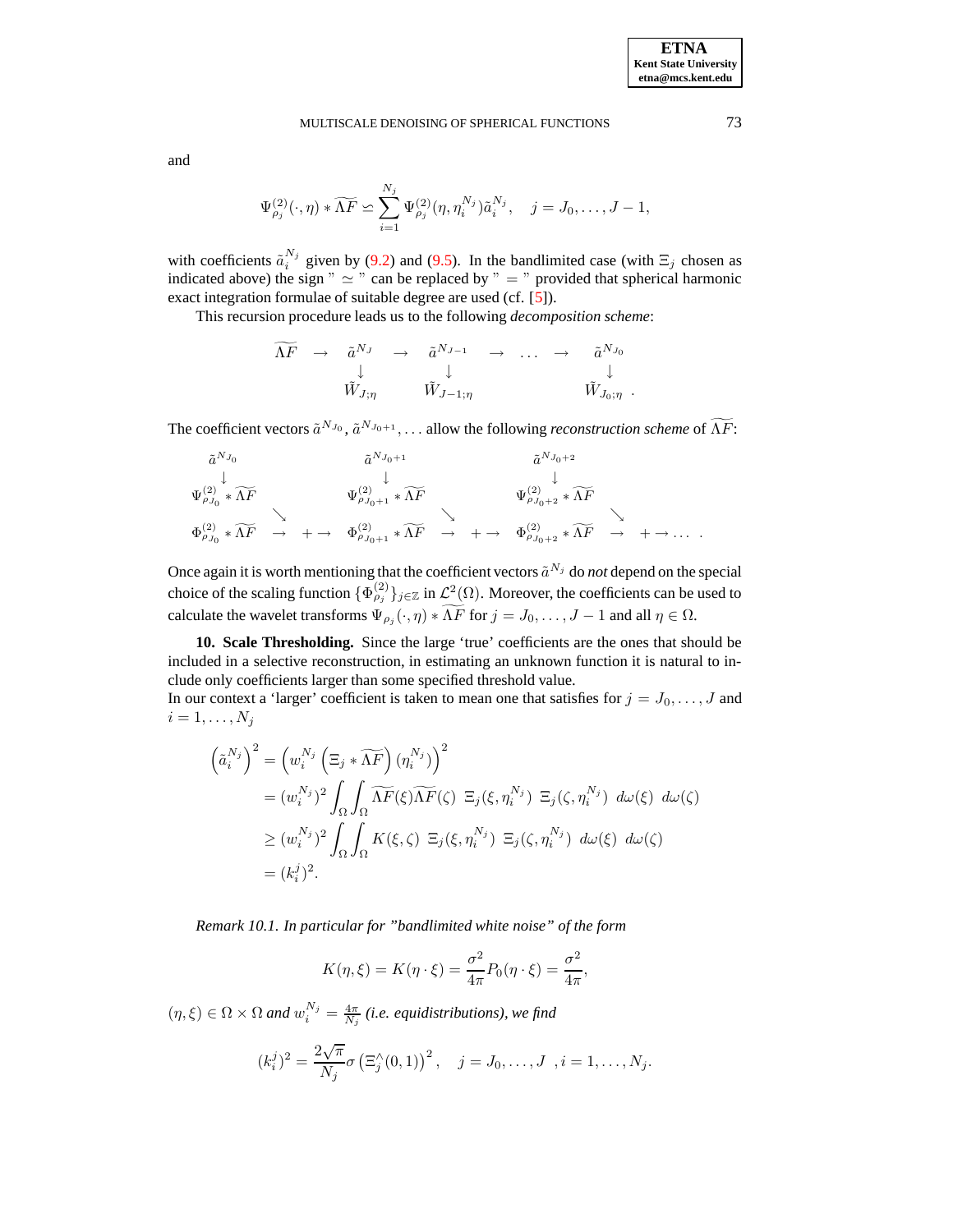and

$$\Psi^{(2)}_{\rho_j}(\cdot,\eta) * \widetilde{\Lambda F} \simeq \sum_{i=1}^{N_j} \Psi^{(2)}_{\rho_j}(\eta, \eta_i^{N_j}) \tilde{a}_i^{N_j}, \quad j = J_0, \ldots, J-1,$$

with coefficients $\tilde{a}_i^{N_j}$ given by (9.2) and (9.5). In the bandlimited case (with $\Xi_j$ chosen as indicated above) the sign " $\simeq$ " can be replaced by " $=$ " provided that spherical harmonic exact integration formulae of suitable degree are used (cf. [5]).

This recursion procedure leads us to the following *decomposition scheme*:

$$\begin{array}{ccccccccc}
\widetilde{\Lambda F} & \rightarrow & \tilde{a}^{N_J} & \rightarrow & \tilde{a}^{N_{J-1}} & \rightarrow & \ldots & \rightarrow & \tilde{a}^{N_{J_0}} \\
 & & \downarrow & & \downarrow & & & & \downarrow \\
 & & \tilde{W}_{J;\eta} & & \tilde{W}_{J-1;\eta} & & & & \tilde{W}_{J_0;\eta} \; .
\end{array}$$

The coefficient vectors $\tilde{a}^{N_{J_0}}, \tilde{a}^{N_{J_0+1}}, \ldots$ allow the following *reconstruction scheme* of $\widetilde{\Lambda F}$:

$$\begin{array}{ccccccccc}
\tilde{a}^{N_{J_0}} & & & \tilde{a}^{N_{J_0+1}} & & & \tilde{a}^{N_{J_0+2}} & & \\
\downarrow & & & \downarrow & & & \downarrow & & \\
\Psi^{(2)}_{\rho_{J_0}} * \widetilde{\Lambda F} & & & \Psi^{(2)}_{\rho_{J_0+1}} * \widetilde{\Lambda F} & & & \Psi^{(2)}_{\rho_{J_0+2}} * \widetilde{\Lambda F} & & \\
 & \searrow & & & \searrow & & & \searrow & \\
\Phi^{(2)}_{\rho_{J_0}} * \widetilde{\Lambda F} & \rightarrow & + \rightarrow & \Phi^{(2)}_{\rho_{J_0+1}} * \widetilde{\Lambda F} & \rightarrow & + \rightarrow & \Phi^{(2)}_{\rho_{J_0+2}} * \widetilde{\Lambda F} & \rightarrow & + \rightarrow \ldots \; .
\end{array}$$

Once again it is worth mentioning that the coefficient vectors $\tilde{a}^{N_j}$ do *not* depend on the special choice of the scaling function $\{\Phi^{(2)}_{\rho_j}\}_{j\in\mathbb{Z}}$ in $\mathcal{L}^2(\Omega)$. Moreover, the coefficients can be used to calculate the wavelet transforms $\Psi_{\rho_j}(\cdot,\eta) * \widetilde{\Lambda F}$ for $j = J_0, \ldots, J-1$ and all $\eta \in \Omega$.

## 10. Scale Thresholding.

Since the large 'true' coefficients are the ones that should be included in a selective reconstruction, in estimating an unknown function it is natural to include only coefficients larger than some specified threshold value.

In our context a 'larger' coefficient is taken to mean one that satisfies for $j = J_0, \ldots, J$ and $i = 1, \ldots, N_j$

$$\begin{aligned}
\left(\tilde{a}_i^{N_j}\right)^2 &= \left(w_i^{N_j}\left(\Xi_j * \widetilde{\Lambda F}\right)(\eta_i^{N_j})\right)^2 \\
&= (w_i^{N_j})^2 \int_\Omega \int_\Omega \widetilde{\Lambda F}(\xi)\widetilde{\Lambda F}(\zeta)\; \Xi_j(\xi,\eta_i^{N_j})\; \Xi_j(\zeta,\eta_i^{N_j})\; d\omega(\xi)\; d\omega(\zeta) \\
&\geq (w_i^{N_j})^2 \int_\Omega \int_\Omega K(\xi,\zeta)\; \Xi_j(\xi,\eta_i^{N_j})\; \Xi_j(\zeta,\eta_i^{N_j})\; d\omega(\xi)\; d\omega(\zeta) \\
&= (k_i^j)^2.
\end{aligned}$$

*Remark 10.1. In particular for "bandlimited white noise" of the form*

$$K(\eta,\xi) = K(\eta\cdot\xi) = \frac{\sigma^2}{4\pi} P_0(\eta\cdot\xi) = \frac{\sigma^2}{4\pi},$$

*$(\eta,\xi) \in \Omega\times\Omega$ and $w_i^{N_j} = \frac{4\pi}{N_j}$ (i.e. equidistributions), we find*

$$(k_i^j)^2 = \frac{2\sqrt{\pi}}{N_j}\sigma\left(\Xi_j^\wedge(0,1)\right)^2, \quad j = J_0,\ldots,J \;\; , i = 1,\ldots,N_j.$$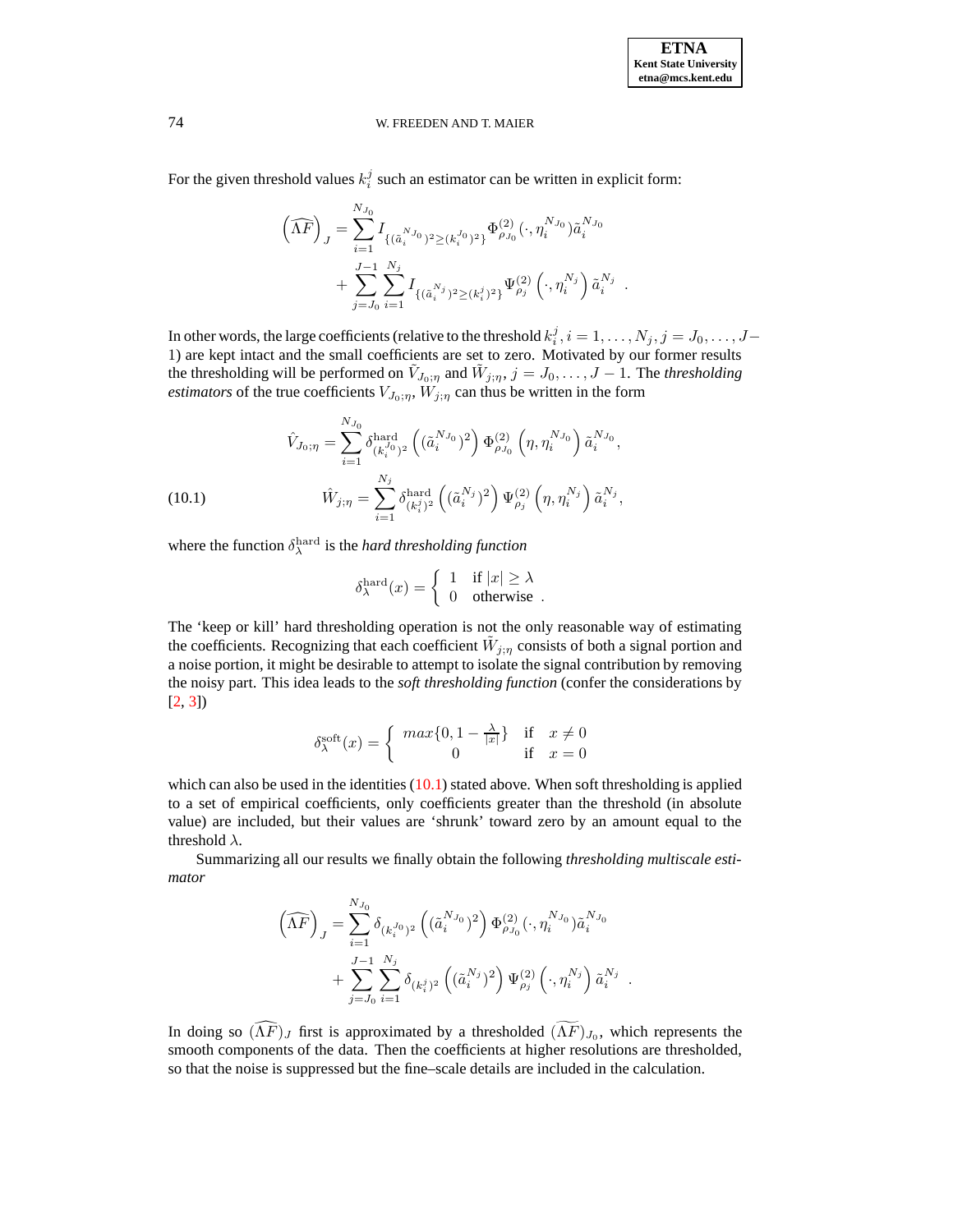For the given threshold values $k_i^j$ such an estimator can be written in explicit form:

$$
\left(\widehat{\Lambda F}\right)_J = \sum_{i=1}^{N_{J_0}} I_{\{(\tilde{a}_i^{N_{J_0}})^2 \geq (k_i^{J_0})^2\}} \Phi^{(2)}_{\rho_{J_0}}(\cdot, \eta_i^{N_{J_0}}) \tilde{a}_i^{N_{J_0}} + \sum_{j=J_0}^{J-1} \sum_{i=1}^{N_j} I_{\{(\tilde{a}_i^{N_j})^2 \geq (k_i^j)^2\}} \Psi^{(2)}_{\rho_j}\left(\cdot, \eta_i^{N_j}\right) \tilde{a}_i^{N_j} \; .
$$

In other words, the large coefficients (relative to the threshold $k_i^j, i = 1, \ldots, N_j, j = J_0, \ldots, J-1$) are kept intact and the small coefficients are set to zero. Motivated by our former results the thresholding will be performed on $\tilde{V}_{J_0;\eta}$ and $\tilde{W}_{j;\eta}$, $j = J_0, \ldots, J-1$. The *thresholding estimators* of the true coefficients $V_{J_0;\eta}$, $W_{j;\eta}$ can thus be written in the form

$$
\hat{V}_{J_0;\eta} = \sum_{i=1}^{N_{J_0}} \delta^{\text{hard}}_{(k_i^{J_0})^2}\left((\tilde{a}_i^{N_{J_0}})^2\right) \Phi^{(2)}_{\rho_{J_0}}\left(\eta, \eta_i^{N_{J_0}}\right) \tilde{a}_i^{N_{J_0}},
$$

$$
\hat{W}_{j;\eta} = \sum_{i=1}^{N_j} \delta^{\text{hard}}_{(k_i^j)^2}\left((\tilde{a}_i^{N_j})^2\right) \Psi^{(2)}_{\rho_j}\left(\eta, \eta_i^{N_j}\right) \tilde{a}_i^{N_j}, \tag{10.1}
$$

where the function $\delta^{\text{hard}}_\lambda$ is the *hard thresholding function*

$$
\delta^{\text{hard}}_\lambda(x) = \begin{cases} 1 & \text{if } |x| \geq \lambda \\ 0 & \text{otherwise} \end{cases} .
$$

The 'keep or kill' hard thresholding operation is not the only reasonable way of estimating the coefficients. Recognizing that each coefficient $\tilde{W}_{j;\eta}$ consists of both a signal portion and a noise portion, it might be desirable to attempt to isolate the signal contribution by removing the noisy part. This idea leads to the *soft thresholding function* (confer the considerations by [2, 3])

$$
\delta^{\text{soft}}_\lambda(x) = \begin{cases} max\{0, 1 - \frac{\lambda}{|x|}\} & \text{if} \quad x \neq 0 \\ 0 & \text{if} \quad x = 0 \end{cases}
$$

which can also be used in the identities (10.1) stated above. When soft thresholding is applied to a set of empirical coefficients, only coefficients greater than the threshold (in absolute value) are included, but their values are 'shrunk' toward zero by an amount equal to the threshold $\lambda$.

Summarizing all our results we finally obtain the following *thresholding multiscale estimator*

$$
\left(\widehat{\Lambda F}\right)_J = \sum_{i=1}^{N_{J_0}} \delta_{(k_i^{J_0})^2}\left((\tilde{a}_i^{N_{J_0}})^2\right) \Phi^{(2)}_{\rho_{J_0}}(\cdot, \eta_i^{N_{J_0}}) \tilde{a}_i^{N_{J_0}} + \sum_{j=J_0}^{J-1} \sum_{i=1}^{N_j} \delta_{(k_i^j)^2}\left((\tilde{a}_i^{N_j})^2\right) \Psi^{(2)}_{\rho_j}\left(\cdot, \eta_i^{N_j}\right) \tilde{a}_i^{N_j} \; .
$$

In doing so $(\widehat{\Lambda F})_J$ first is approximated by a thresholded $(\widetilde{\Lambda F})_{J_0}$, which represents the smooth components of the data. Then the coefficients at higher resolutions are thresholded, so that the noise is suppressed but the fine–scale details are included in the calculation.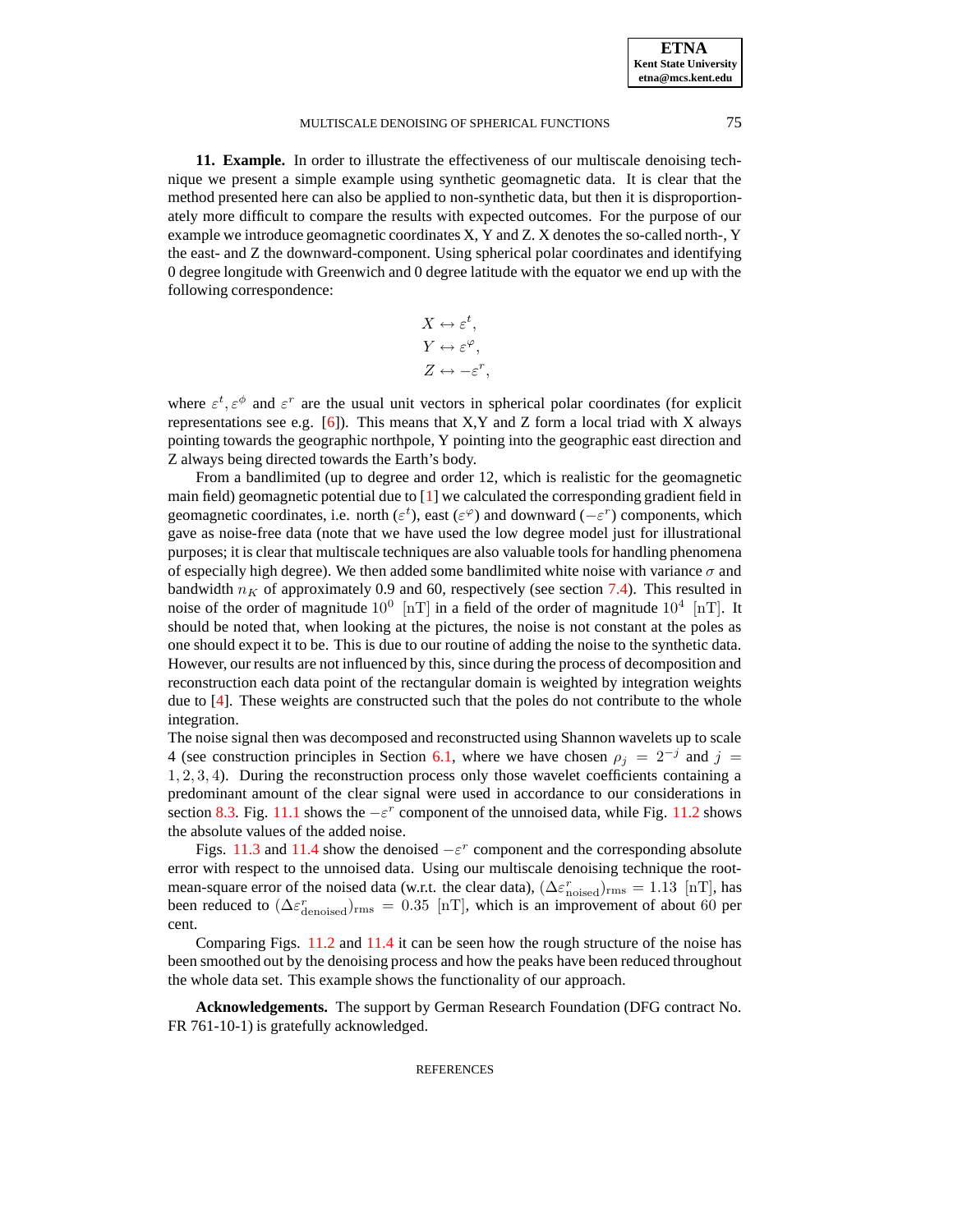**11. Example.** In order to illustrate the effectiveness of our multiscale denoising technique we present a simple example using synthetic geomagnetic data. It is clear that the method presented here can also be applied to non-synthetic data, but then it is disproportionately more difficult to compare the results with expected outcomes. For the purpose of our example we introduce geomagnetic coordinates X, Y and Z. X denotes the so-called north-, Y the east- and Z the downward-component. Using spherical polar coordinates and identifying 0 degree longitude with Greenwich and 0 degree latitude with the equator we end up with the following correspondence:

$$X \leftrightarrow \varepsilon^t,$$
$$Y \leftrightarrow \varepsilon^\varphi,$$
$$Z \leftrightarrow -\varepsilon^r,$$

where $\varepsilon^t, \varepsilon^\phi$ and $\varepsilon^r$ are the usual unit vectors in spherical polar coordinates (for explicit representations see e.g. [6]). This means that X,Y and Z form a local triad with X always pointing towards the geographic northpole, Y pointing into the geographic east direction and Z always being directed towards the Earth's body.

From a bandlimited (up to degree and order 12, which is realistic for the geomagnetic main field) geomagnetic potential due to [1] we calculated the corresponding gradient field in geomagnetic coordinates, i.e. north ($\varepsilon^t$), east ($\varepsilon^\varphi$) and downward ($-\varepsilon^r$) components, which gave as noise-free data (note that we have used the low degree model just for illustrational purposes; it is clear that multiscale techniques are also valuable tools for handling phenomena of especially high degree). We then added some bandlimited white noise with variance $\sigma$ and bandwidth $n_K$ of approximately 0.9 and 60, respectively (see section 7.4). This resulted in noise of the order of magnitude $10^0$ [nT] in a field of the order of magnitude $10^4$ [nT]. It should be noted that, when looking at the pictures, the noise is not constant at the poles as one should expect it to be. This is due to our routine of adding the noise to the synthetic data. However, our results are not influenced by this, since during the process of decomposition and reconstruction each data point of the rectangular domain is weighted by integration weights due to [4]. These weights are constructed such that the poles do not contribute to the whole integration.

The noise signal then was decomposed and reconstructed using Shannon wavelets up to scale 4 (see construction principles in Section 6.1, where we have chosen $\rho_j = 2^{-j}$ and $j = 1, 2, 3, 4$). During the reconstruction process only those wavelet coefficients containing a predominant amount of the clear signal were used in accordance to our considerations in section 8.3. Fig. 11.1 shows the $-\varepsilon^r$ component of the unnoised data, while Fig. 11.2 shows the absolute values of the added noise.

Figs. 11.3 and 11.4 show the denoised $-\varepsilon^r$ component and the corresponding absolute error with respect to the unnoised data. Using our multiscale denoising technique the root-mean-square error of the noised data (w.r.t. the clear data), $(\Delta\varepsilon^r_{\text{noised}})_{\text{rms}} = 1.13$ [nT], has been reduced to $(\Delta\varepsilon^r_{\text{denoised}})_{\text{rms}} = 0.35$ [nT], which is an improvement of about 60 per cent.

Comparing Figs. 11.2 and 11.4 it can be seen how the rough structure of the noise has been smoothed out by the denoising process and how the peaks have been reduced throughout the whole data set. This example shows the functionality of our approach.

**Acknowledgements.** The support by German Research Foundation (DFG contract No. FR 761-10-1) is gratefully acknowledged.

## REFERENCES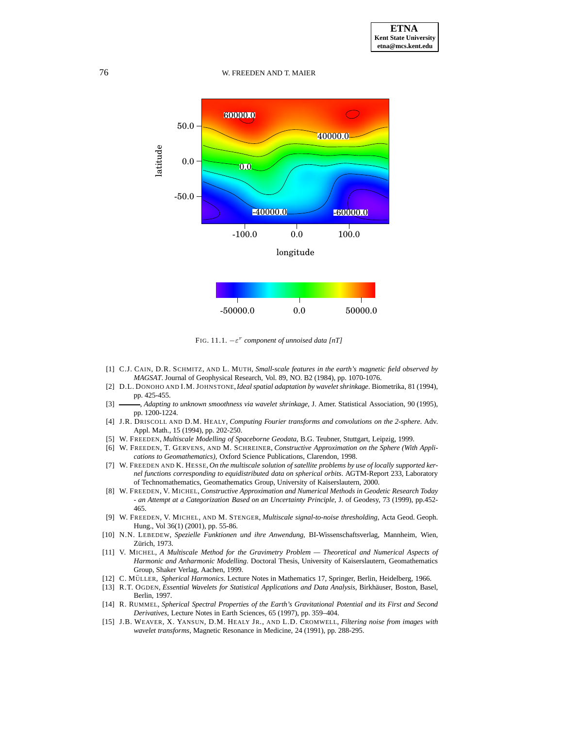FIG. 11.1. $-\varepsilon^{r}$ *component of unnoised data [nT]*

[1] C.J. CAIN, D.R. SCHMITZ, AND L. MUTH, *Small-scale features in the earth's magnetic field observed by MAGSAT*. Journal of Geophysical Research, Vol. 89, NO. B2 (1984), pp. 1070-1076.

[2] D.L. DONOHO AND I.M. JOHNSTONE, *Ideal spatial adaptation by wavelet shrinkage*. Biometrika, 81 (1994), pp. 425-455.

[3] ———, *Adapting to unknown smoothness via wavelet shrinkage*, J. Amer. Statistical Association, 90 (1995), pp. 1200-1224.

[4] J.R. DRISCOLL AND D.M. HEALY, *Computing Fourier transforms and convolutions on the 2-sphere*. Adv. Appl. Math., 15 (1994), pp. 202-250.

[5] W. FREEDEN, *Multiscale Modelling of Spaceborne Geodata*, B.G. Teubner, Stuttgart, Leipzig, 1999.

[6] W. FREEDEN, T. GERVENS, AND M. SCHREINER, *Constructive Approximation on the Sphere (With Applications to Geomathematics)*, Oxford Science Publications, Clarendon, 1998.

[7] W. FREEDEN AND K. HESSE, *On the multiscale solution of satellite problems by use of locally supported kernel functions corresponding to equidistributed data on spherical orbits*. AGTM-Report 233, Laboratory of Technomathematics, Geomathematics Group, University of Kaiserslautern, 2000.

[8] W. FREEDEN, V. MICHEL, *Constructive Approximation and Numerical Methods in Geodetic Research Today - an Attempt at a Categorization Based on an Uncertainty Principle*, J. of Geodesy, 73 (1999), pp.452-465.

[9] W. FREEDEN, V. MICHEL, AND M. STENGER, *Multiscale signal-to-noise thresholding*, Acta Geod. Geoph. Hung., Vol 36(1) (2001), pp. 55-86.

[10] N.N. LEBEDEW, *Spezielle Funktionen und ihre Anwendung*, BI-Wissenschaftsverlag, Mannheim, Wien, Zürich, 1973.

[11] V. MICHEL, *A Multiscale Method for the Gravimetry Problem — Theoretical and Numerical Aspects of Harmonic and Anharmonic Modelling*. Doctoral Thesis, University of Kaiserslautern, Geomathematics Group, Shaker Verlag, Aachen, 1999.

[12] C. MÜLLER, *Spherical Harmonics*. Lecture Notes in Mathematics 17, Springer, Berlin, Heidelberg, 1966.

[13] R.T. OGDEN, *Essential Wavelets for Statistical Applications and Data Analysis*, Birkhäuser, Boston, Basel, Berlin, 1997.

[14] R. RUMMEL, *Spherical Spectral Properties of the Earth's Gravitational Potential and its First and Second Derivatives*, Lecture Notes in Earth Sciences, 65 (1997), pp. 359–404.

[15] J.B. WEAVER, X. YANSUN, D.M. HEALY JR., AND L.D. CROMWELL, *Filtering noise from images with wavelet transforms*, Magnetic Resonance in Medicine, 24 (1991), pp. 288-295.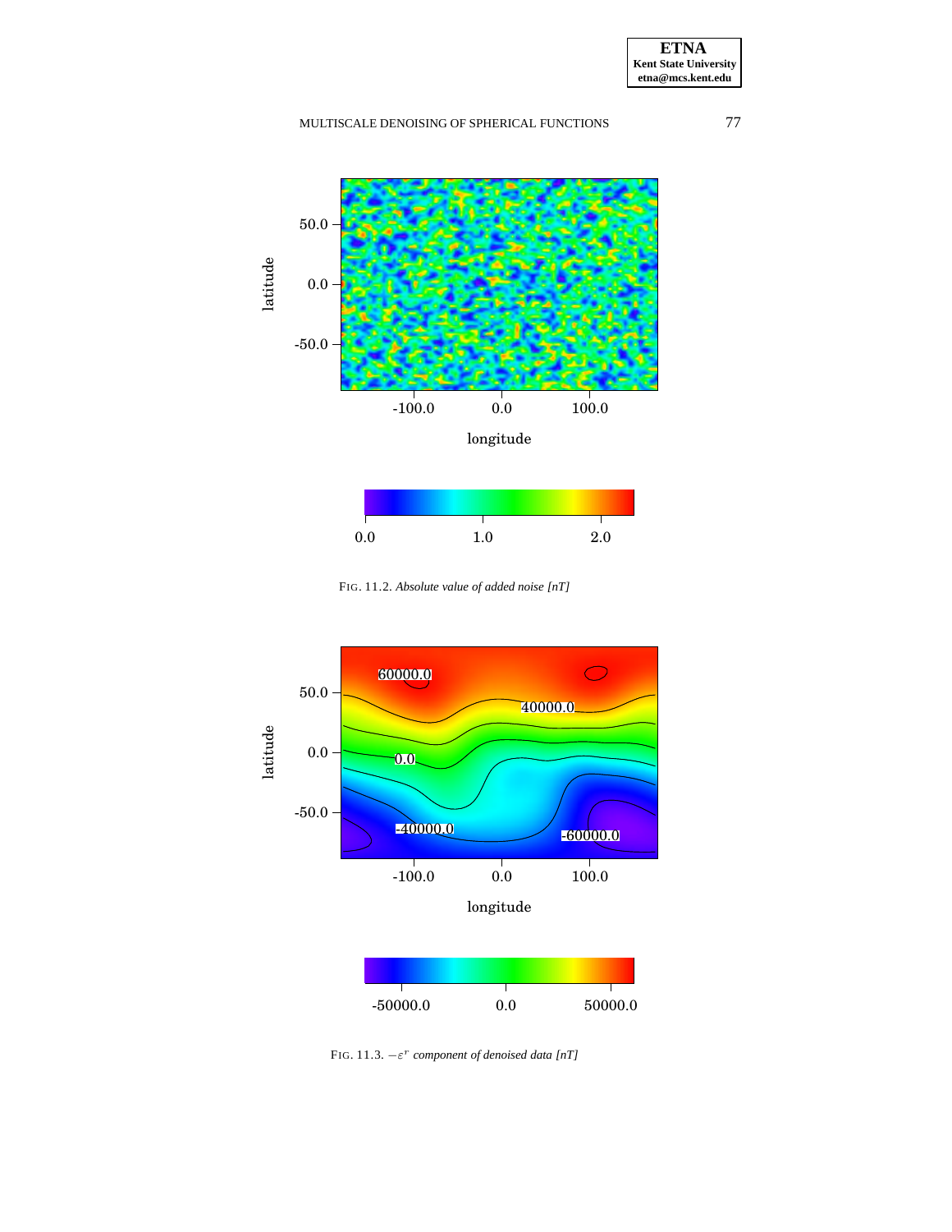FIG. 11.2. *Absolute value of added noise [nT]*

FIG. 11.3. $-\varepsilon^r$ *component of denoised data [nT]*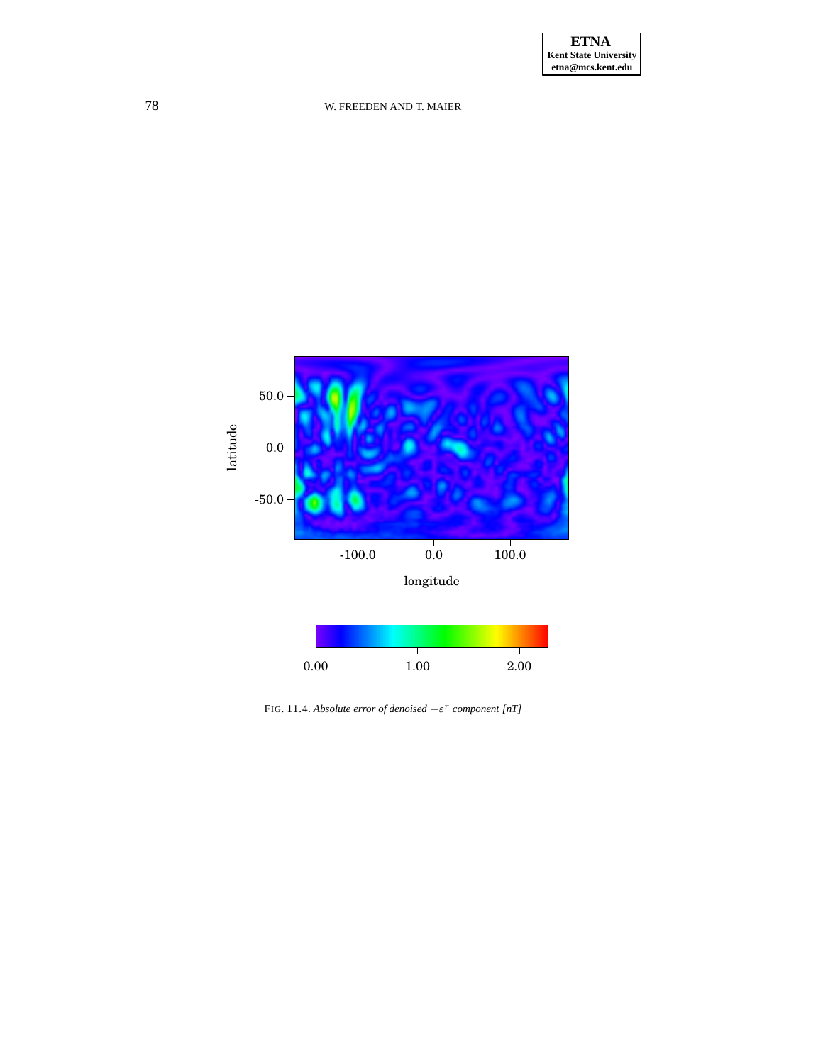50.0

0.0

-50.0

latitude

-100.0

0.0

100.0

longitude

0.00

1.00

2.00

FIG. 11.4. *Absolute error of denoised* $-\varepsilon^r$ *component [nT]*